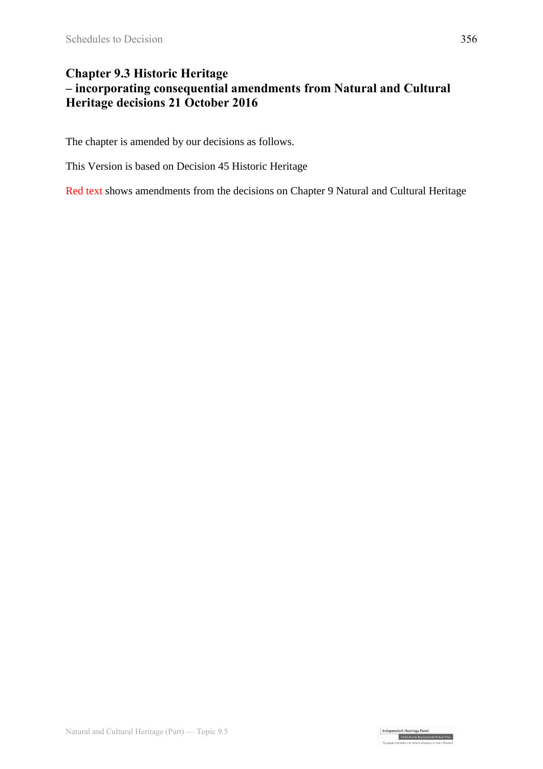# Chapter 9.3 Historic Heritage
# – incorporating consequential amendments from Natural and Cultural Heritage decisions 21 October 2016

The chapter is amended by our decisions as follows.

This Version is based on Decision 45 Historic Heritage

Red text shows amendments from the decisions on Chapter 9 Natural and Cultural Heritage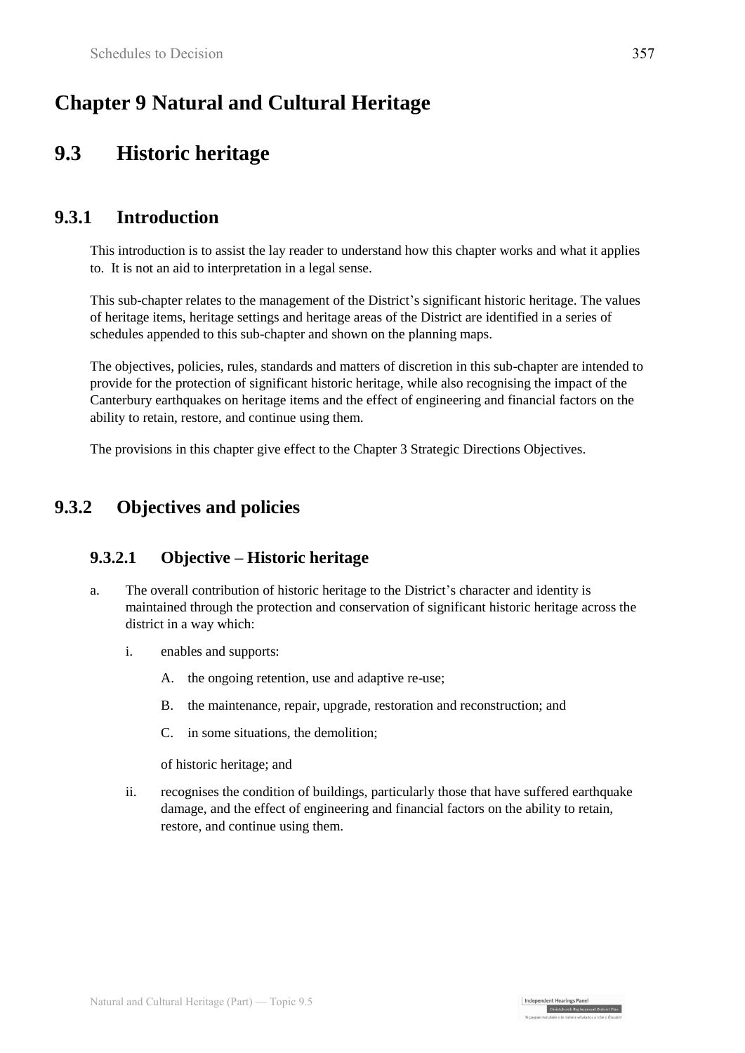# Chapter 9 Natural and Cultural Heritage

# 9.3 Historic heritage

## 9.3.1 Introduction

This introduction is to assist the lay reader to understand how this chapter works and what it applies to. It is not an aid to interpretation in a legal sense.

This sub-chapter relates to the management of the District's significant historic heritage. The values of heritage items, heritage settings and heritage areas of the District are identified in a series of schedules appended to this sub-chapter and shown on the planning maps.

The objectives, policies, rules, standards and matters of discretion in this sub-chapter are intended to provide for the protection of significant historic heritage, while also recognising the impact of the Canterbury earthquakes on heritage items and the effect of engineering and financial factors on the ability to retain, restore, and continue using them.

The provisions in this chapter give effect to the Chapter 3 Strategic Directions Objectives.

## 9.3.2 Objectives and policies

### 9.3.2.1 Objective – Historic heritage

a. The overall contribution of historic heritage to the District's character and identity is maintained through the protection and conservation of significant historic heritage across the district in a way which:

   i. enables and supports:

      A. the ongoing retention, use and adaptive re-use;

      B. the maintenance, repair, upgrade, restoration and reconstruction; and

      C. in some situations, the demolition;

      of historic heritage; and

   ii. recognises the condition of buildings, particularly those that have suffered earthquake damage, and the effect of engineering and financial factors on the ability to retain, restore, and continue using them.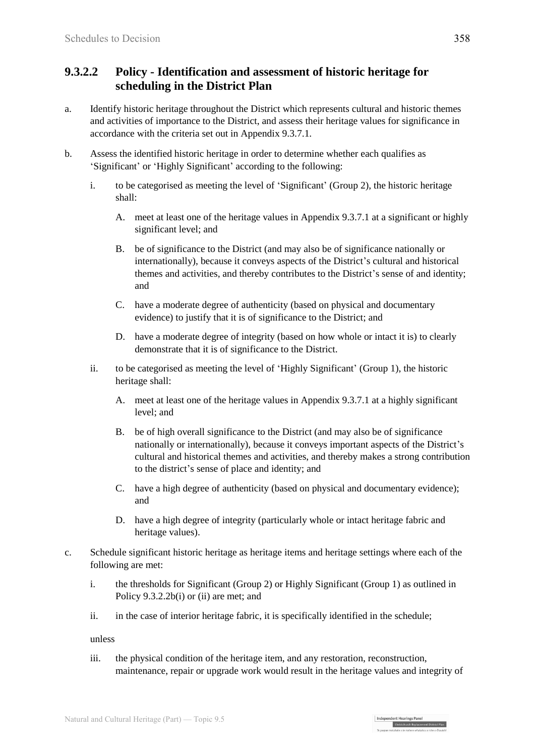### 9.3.2.2 Policy - Identification and assessment of historic heritage for scheduling in the District Plan

a. Identify historic heritage throughout the District which represents cultural and historic themes and activities of importance to the District, and assess their heritage values for significance in accordance with the criteria set out in Appendix 9.3.7.1.

b. Assess the identified historic heritage in order to determine whether each qualifies as 'Significant' or 'Highly Significant' according to the following:

   i. to be categorised as meeting the level of 'Significant' (Group 2), the historic heritage shall:

      A. meet at least one of the heritage values in Appendix 9.3.7.1 at a significant or highly significant level; and

      B. be of significance to the District (and may also be of significance nationally or internationally), because it conveys aspects of the District's cultural and historical themes and activities, and thereby contributes to the District's sense of and identity; and

      C. have a moderate degree of authenticity (based on physical and documentary evidence) to justify that it is of significance to the District; and

      D. have a moderate degree of integrity (based on how whole or intact it is) to clearly demonstrate that it is of significance to the District.

   ii. to be categorised as meeting the level of 'Highly Significant' (Group 1), the historic heritage shall:

      A. meet at least one of the heritage values in Appendix 9.3.7.1 at a highly significant level; and

      B. be of high overall significance to the District (and may also be of significance nationally or internationally), because it conveys important aspects of the District's cultural and historical themes and activities, and thereby makes a strong contribution to the district's sense of place and identity; and

      C. have a high degree of authenticity (based on physical and documentary evidence); and

      D. have a high degree of integrity (particularly whole or intact heritage fabric and heritage values).

c. Schedule significant historic heritage as heritage items and heritage settings where each of the following are met:

   i. the thresholds for Significant (Group 2) or Highly Significant (Group 1) as outlined in Policy 9.3.2.2b(i) or (ii) are met; and

   ii. in the case of interior heritage fabric, it is specifically identified in the schedule;

   unless

   iii. the physical condition of the heritage item, and any restoration, reconstruction, maintenance, repair or upgrade work would result in the heritage values and integrity of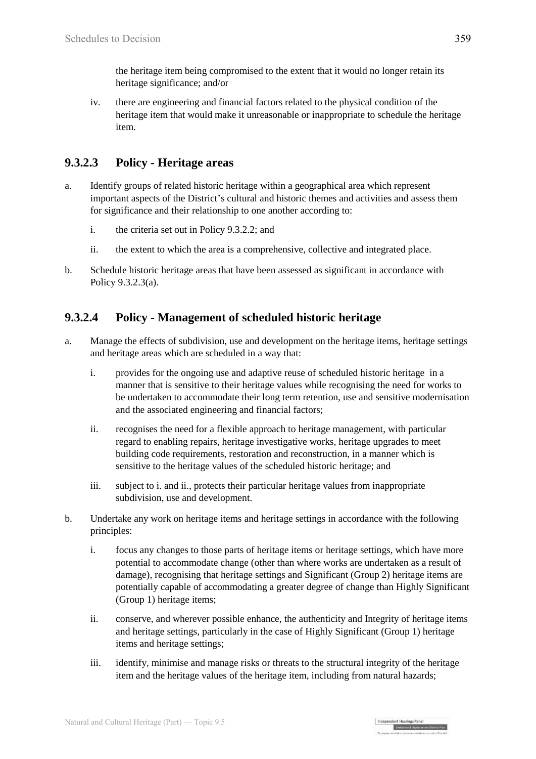the heritage item being compromised to the extent that it would no longer retain its heritage significance; and/or

iv. there are engineering and financial factors related to the physical condition of the heritage item that would make it unreasonable or inappropriate to schedule the heritage item.

### 9.3.2.3 Policy - Heritage areas

a. Identify groups of related historic heritage within a geographical area which represent important aspects of the District's cultural and historic themes and activities and assess them for significance and their relationship to one another according to:

   i. the criteria set out in Policy 9.3.2.2; and

   ii. the extent to which the area is a comprehensive, collective and integrated place.

b. Schedule historic heritage areas that have been assessed as significant in accordance with Policy 9.3.2.3(a).

### 9.3.2.4 Policy - Management of scheduled historic heritage

a. Manage the effects of subdivision, use and development on the heritage items, heritage settings and heritage areas which are scheduled in a way that:

   i. provides for the ongoing use and adaptive reuse of scheduled historic heritage in a manner that is sensitive to their heritage values while recognising the need for works to be undertaken to accommodate their long term retention, use and sensitive modernisation and the associated engineering and financial factors;

   ii. recognises the need for a flexible approach to heritage management, with particular regard to enabling repairs, heritage investigative works, heritage upgrades to meet building code requirements, restoration and reconstruction, in a manner which is sensitive to the heritage values of the scheduled historic heritage; and

   iii. subject to i. and ii., protects their particular heritage values from inappropriate subdivision, use and development.

b. Undertake any work on heritage items and heritage settings in accordance with the following principles:

   i. focus any changes to those parts of heritage items or heritage settings, which have more potential to accommodate change (other than where works are undertaken as a result of damage), recognising that heritage settings and Significant (Group 2) heritage items are potentially capable of accommodating a greater degree of change than Highly Significant (Group 1) heritage items;

   ii. conserve, and wherever possible enhance, the authenticity and Integrity of heritage items and heritage settings, particularly in the case of Highly Significant (Group 1) heritage items and heritage settings;

   iii. identify, minimise and manage risks or threats to the structural integrity of the heritage item and the heritage values of the heritage item, including from natural hazards;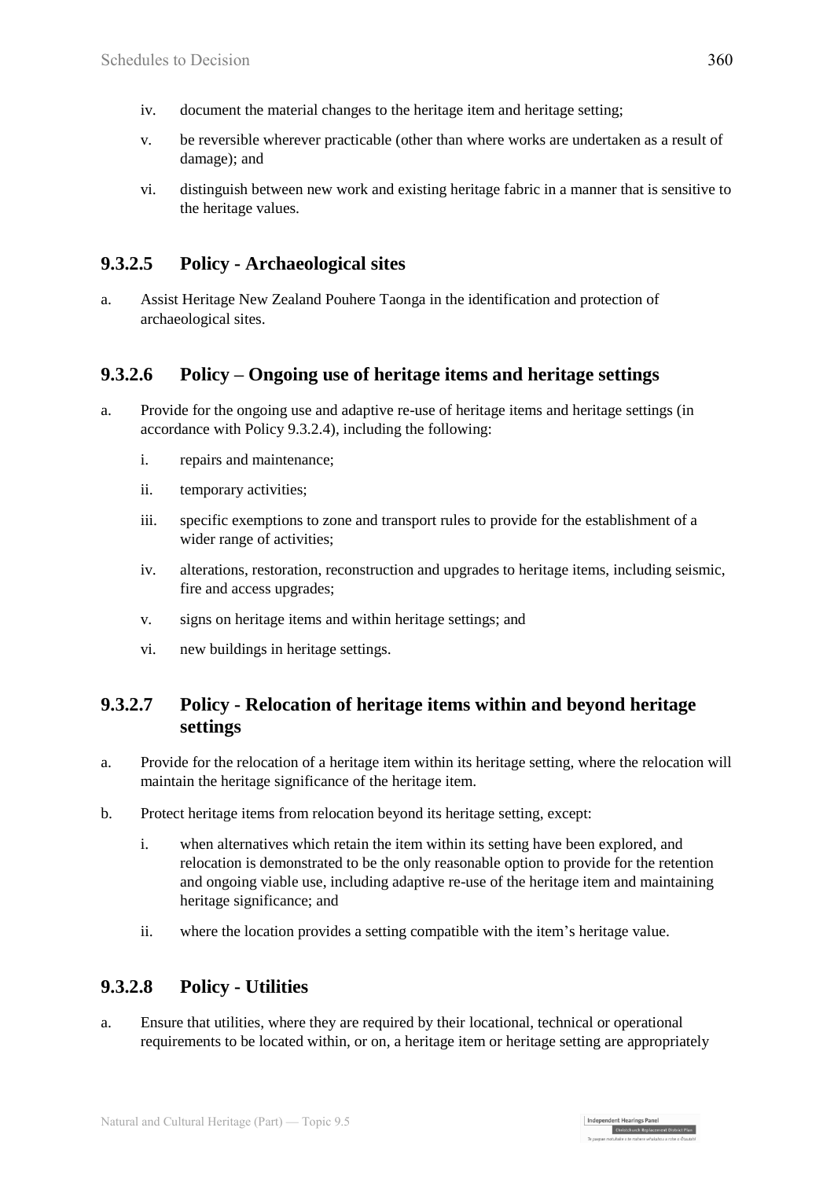iv. document the material changes to the heritage item and heritage setting;

v. be reversible wherever practicable (other than where works are undertaken as a result of damage); and

vi. distinguish between new work and existing heritage fabric in a manner that is sensitive to the heritage values.

### 9.3.2.5 Policy - Archaeological sites

a. Assist Heritage New Zealand Pouhere Taonga in the identification and protection of archaeological sites.

### 9.3.2.6 Policy – Ongoing use of heritage items and heritage settings

a. Provide for the ongoing use and adaptive re-use of heritage items and heritage settings (in accordance with Policy 9.3.2.4), including the following:

   i. repairs and maintenance;

   ii. temporary activities;

   iii. specific exemptions to zone and transport rules to provide for the establishment of a wider range of activities;

   iv. alterations, restoration, reconstruction and upgrades to heritage items, including seismic, fire and access upgrades;

   v. signs on heritage items and within heritage settings; and

   vi. new buildings in heritage settings.

### 9.3.2.7 Policy - Relocation of heritage items within and beyond heritage settings

a. Provide for the relocation of a heritage item within its heritage setting, where the relocation will maintain the heritage significance of the heritage item.

b. Protect heritage items from relocation beyond its heritage setting, except:

   i. when alternatives which retain the item within its setting have been explored, and relocation is demonstrated to be the only reasonable option to provide for the retention and ongoing viable use, including adaptive re-use of the heritage item and maintaining heritage significance; and

   ii. where the location provides a setting compatible with the item's heritage value.

### 9.3.2.8 Policy - Utilities

a. Ensure that utilities, where they are required by their locational, technical or operational requirements to be located within, or on, a heritage item or heritage setting are appropriately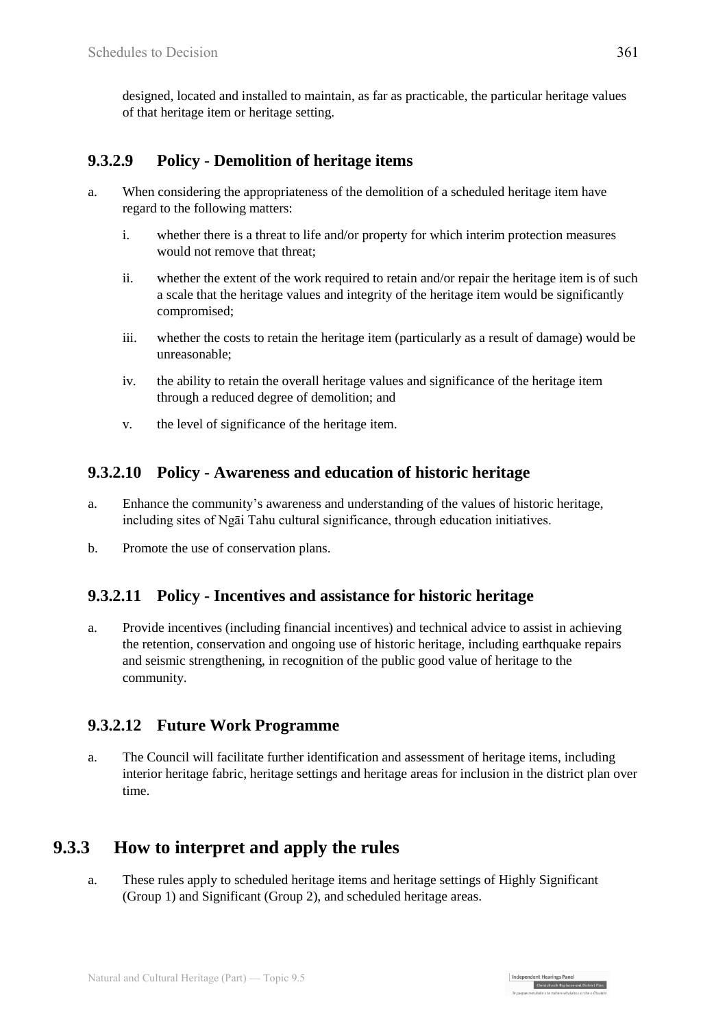designed, located and installed to maintain, as far as practicable, the particular heritage values of that heritage item or heritage setting.

### 9.3.2.9 Policy - Demolition of heritage items

a. When considering the appropriateness of the demolition of a scheduled heritage item have regard to the following matters:

   i. whether there is a threat to life and/or property for which interim protection measures would not remove that threat;

   ii. whether the extent of the work required to retain and/or repair the heritage item is of such a scale that the heritage values and integrity of the heritage item would be significantly compromised;

   iii. whether the costs to retain the heritage item (particularly as a result of damage) would be unreasonable;

   iv. the ability to retain the overall heritage values and significance of the heritage item through a reduced degree of demolition; and

   v. the level of significance of the heritage item.

### 9.3.2.10 Policy - Awareness and education of historic heritage

a. Enhance the community's awareness and understanding of the values of historic heritage, including sites of Ngāi Tahu cultural significance, through education initiatives.

b. Promote the use of conservation plans.

### 9.3.2.11 Policy - Incentives and assistance for historic heritage

a. Provide incentives (including financial incentives) and technical advice to assist in achieving the retention, conservation and ongoing use of historic heritage, including earthquake repairs and seismic strengthening, in recognition of the public good value of heritage to the community.

### 9.3.2.12 Future Work Programme

a. The Council will facilitate further identification and assessment of heritage items, including interior heritage fabric, heritage settings and heritage areas for inclusion in the district plan over time.

## 9.3.3 How to interpret and apply the rules

a. These rules apply to scheduled heritage items and heritage settings of Highly Significant (Group 1) and Significant (Group 2), and scheduled heritage areas.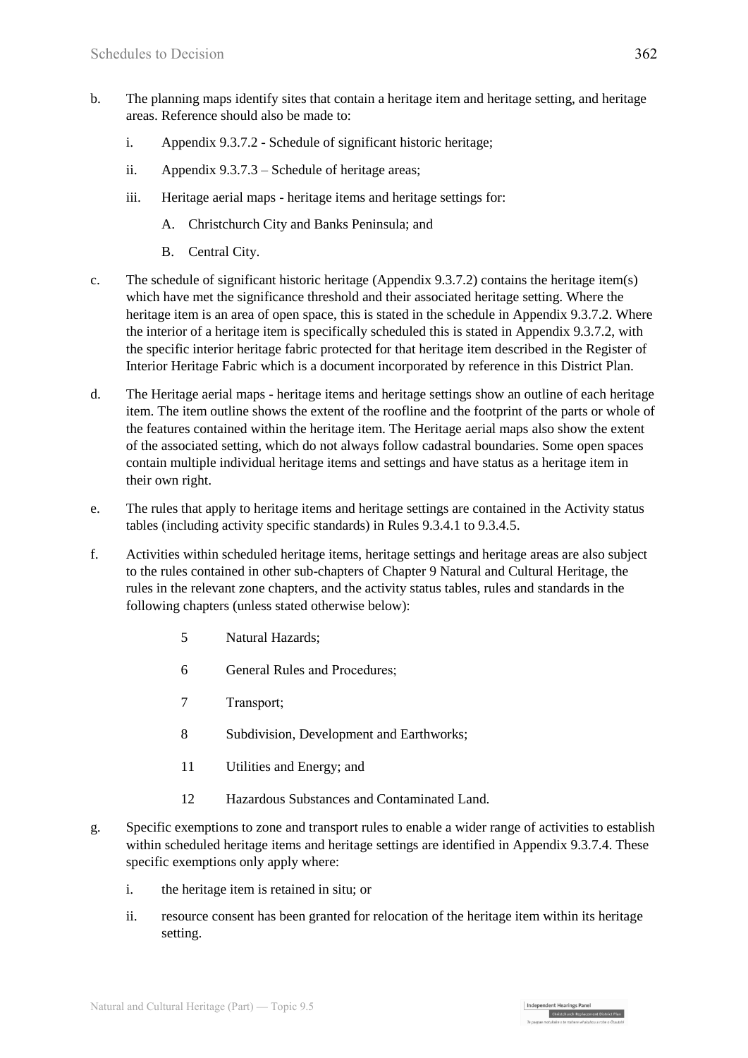b. The planning maps identify sites that contain a heritage item and heritage setting, and heritage areas. Reference should also be made to:

   i. Appendix 9.3.7.2 - Schedule of significant historic heritage;

   ii. Appendix 9.3.7.3 – Schedule of heritage areas;

   iii. Heritage aerial maps - heritage items and heritage settings for:

      A. Christchurch City and Banks Peninsula; and

      B. Central City.

c. The schedule of significant historic heritage (Appendix 9.3.7.2) contains the heritage item(s) which have met the significance threshold and their associated heritage setting. Where the heritage item is an area of open space, this is stated in the schedule in Appendix 9.3.7.2. Where the interior of a heritage item is specifically scheduled this is stated in Appendix 9.3.7.2, with the specific interior heritage fabric protected for that heritage item described in the Register of Interior Heritage Fabric which is a document incorporated by reference in this District Plan.

d. The Heritage aerial maps - heritage items and heritage settings show an outline of each heritage item. The item outline shows the extent of the roofline and the footprint of the parts or whole of the features contained within the heritage item. The Heritage aerial maps also show the extent of the associated setting, which do not always follow cadastral boundaries. Some open spaces contain multiple individual heritage items and settings and have status as a heritage item in their own right.

e. The rules that apply to heritage items and heritage settings are contained in the Activity status tables (including activity specific standards) in Rules 9.3.4.1 to 9.3.4.5.

f. Activities within scheduled heritage items, heritage settings and heritage areas are also subject to the rules contained in other sub-chapters of Chapter 9 Natural and Cultural Heritage, the rules in the relevant zone chapters, and the activity status tables, rules and standards in the following chapters (unless stated otherwise below):

   5 Natural Hazards;

   6 General Rules and Procedures;

   7 Transport;

   8 Subdivision, Development and Earthworks;

   11 Utilities and Energy; and

   12 Hazardous Substances and Contaminated Land.

g. Specific exemptions to zone and transport rules to enable a wider range of activities to establish within scheduled heritage items and heritage settings are identified in Appendix 9.3.7.4. These specific exemptions only apply where:

   i. the heritage item is retained in situ; or

   ii. resource consent has been granted for relocation of the heritage item within its heritage setting.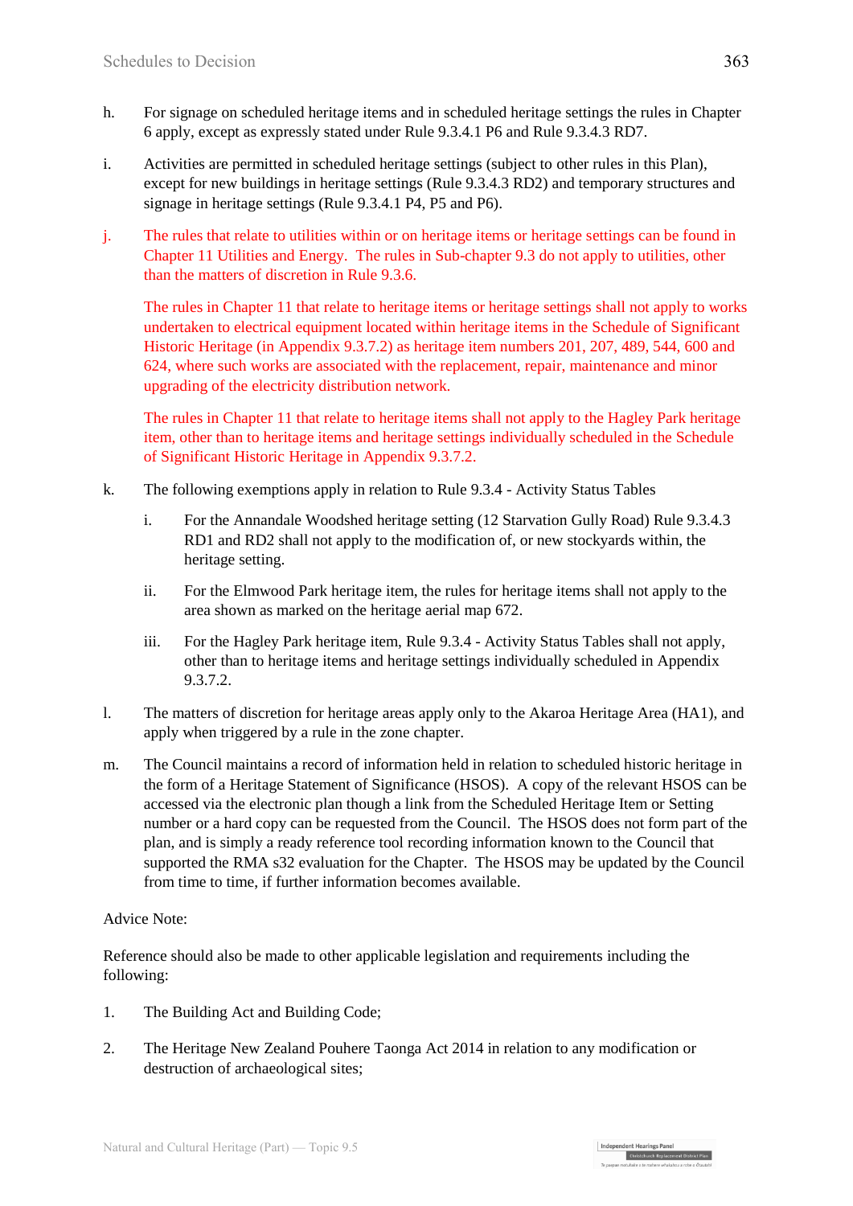h. For signage on scheduled heritage items and in scheduled heritage settings the rules in Chapter 6 apply, except as expressly stated under Rule 9.3.4.1 P6 and Rule 9.3.4.3 RD7.

i. Activities are permitted in scheduled heritage settings (subject to other rules in this Plan), except for new buildings in heritage settings (Rule 9.3.4.3 RD2) and temporary structures and signage in heritage settings (Rule 9.3.4.1 P4, P5 and P6).

j. The rules that relate to utilities within or on heritage items or heritage settings can be found in Chapter 11 Utilities and Energy. The rules in Sub-chapter 9.3 do not apply to utilities, other than the matters of discretion in Rule 9.3.6.

   The rules in Chapter 11 that relate to heritage items or heritage settings shall not apply to works undertaken to electrical equipment located within heritage items in the Schedule of Significant Historic Heritage (in Appendix 9.3.7.2) as heritage item numbers 201, 207, 489, 544, 600 and 624, where such works are associated with the replacement, repair, maintenance and minor upgrading of the electricity distribution network.

   The rules in Chapter 11 that relate to heritage items shall not apply to the Hagley Park heritage item, other than to heritage items and heritage settings individually scheduled in the Schedule of Significant Historic Heritage in Appendix 9.3.7.2.

k. The following exemptions apply in relation to Rule 9.3.4 - Activity Status Tables

   i. For the Annandale Woodshed heritage setting (12 Starvation Gully Road) Rule 9.3.4.3 RD1 and RD2 shall not apply to the modification of, or new stockyards within, the heritage setting.

   ii. For the Elmwood Park heritage item, the rules for heritage items shall not apply to the area shown as marked on the heritage aerial map 672.

   iii. For the Hagley Park heritage item, Rule 9.3.4 - Activity Status Tables shall not apply, other than to heritage items and heritage settings individually scheduled in Appendix 9.3.7.2.

l. The matters of discretion for heritage areas apply only to the Akaroa Heritage Area (HA1), and apply when triggered by a rule in the zone chapter.

m. The Council maintains a record of information held in relation to scheduled historic heritage in the form of a Heritage Statement of Significance (HSOS). A copy of the relevant HSOS can be accessed via the electronic plan though a link from the Scheduled Heritage Item or Setting number or a hard copy can be requested from the Council. The HSOS does not form part of the plan, and is simply a ready reference tool recording information known to the Council that supported the RMA s32 evaluation for the Chapter. The HSOS may be updated by the Council from time to time, if further information becomes available.

Advice Note:

Reference should also be made to other applicable legislation and requirements including the following:

1. The Building Act and Building Code;

2. The Heritage New Zealand Pouhere Taonga Act 2014 in relation to any modification or destruction of archaeological sites;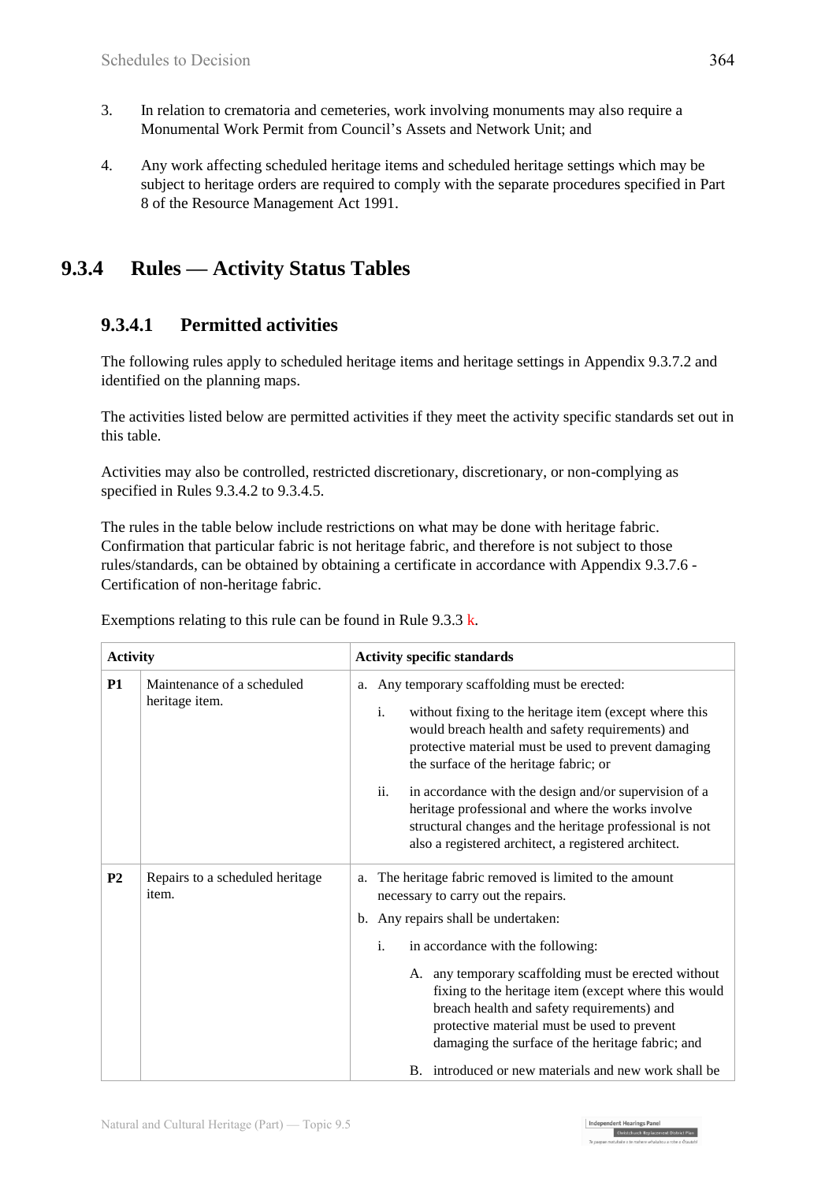3. In relation to crematoria and cemeteries, work involving monuments may also require a Monumental Work Permit from Council's Assets and Network Unit; and

4. Any work affecting scheduled heritage items and scheduled heritage settings which may be subject to heritage orders are required to comply with the separate procedures specified in Part 8 of the Resource Management Act 1991.

# 9.3.4 Rules — Activity Status Tables

## 9.3.4.1 Permitted activities

The following rules apply to scheduled heritage items and heritage settings in Appendix 9.3.7.2 and identified on the planning maps.

The activities listed below are permitted activities if they meet the activity specific standards set out in this table.

Activities may also be controlled, restricted discretionary, discretionary, or non-complying as specified in Rules 9.3.4.2 to 9.3.4.5.

The rules in the table below include restrictions on what may be done with heritage fabric. Confirmation that particular fabric is not heritage fabric, and therefore is not subject to those rules/standards, can be obtained by obtaining a certificate in accordance with Appendix 9.3.7.6 - Certification of non-heritage fabric.

Exemptions relating to this rule can be found in Rule 9.3.3 k.

| Activity | | Activity specific standards |
|---|---|---|
| **P1** | Maintenance of a scheduled heritage item. | a. Any temporary scaffolding must be erected:<br>i. without fixing to the heritage item (except where this would breach health and safety requirements) and protective material must be used to prevent damaging the surface of the heritage fabric; or<br>ii. in accordance with the design and/or supervision of a heritage professional and where the works involve structural changes and the heritage professional is not also a registered architect, a registered architect. |
| **P2** | Repairs to a scheduled heritage item. | a. The heritage fabric removed is limited to the amount necessary to carry out the repairs.<br>b. Any repairs shall be undertaken:<br>i. in accordance with the following:<br>A. any temporary scaffolding must be erected without fixing to the heritage item (except where this would breach health and safety requirements) and protective material must be used to prevent damaging the surface of the heritage fabric; and<br>B. introduced or new materials and new work shall be |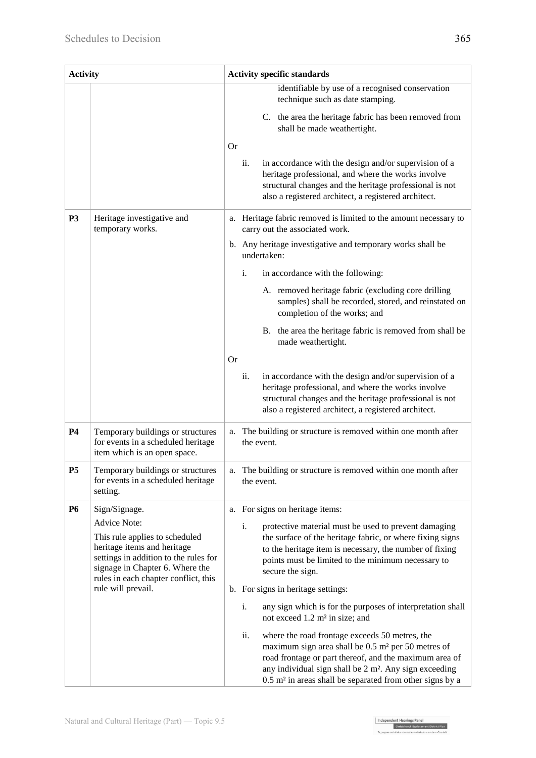| Activity | | Activity specific standards |
|---|---|---|
| | | identifiable by use of a recognised conservation technique such as date stamping.<br><br>C. the area the heritage fabric has been removed from shall be made weathertight.<br><br>Or<br><br>ii. in accordance with the design and/or supervision of a heritage professional, and where the works involve structural changes and the heritage professional is not also a registered architect, a registered architect. |
| **P3** | Heritage investigative and temporary works. | a. Heritage fabric removed is limited to the amount necessary to carry out the associated work.<br><br>b. Any heritage investigative and temporary works shall be undertaken:<br><br>i. in accordance with the following:<br><br>A. removed heritage fabric (excluding core drilling samples) shall be recorded, stored, and reinstated on completion of the works; and<br><br>B. the area the heritage fabric is removed from shall be made weathertight.<br><br>Or<br><br>ii. in accordance with the design and/or supervision of a heritage professional, and where the works involve structural changes and the heritage professional is not also a registered architect, a registered architect. |
| **P4** | Temporary buildings or structures for events in a scheduled heritage item which is an open space. | a. The building or structure is removed within one month after the event. |
| **P5** | Temporary buildings or structures for events in a scheduled heritage setting. | a. The building or structure is removed within one month after the event. |
| **P6** | Sign/Signage.<br><br>Advice Note:<br><br>This rule applies to scheduled heritage items and heritage settings in addition to the rules for signage in Chapter 6. Where the rules in each chapter conflict, this rule will prevail. | a. For signs on heritage items:<br><br>i. protective material must be used to prevent damaging the surface of the heritage fabric, or where fixing signs to the heritage item is necessary, the number of fixing points must be limited to the minimum necessary to secure the sign.<br><br>b. For signs in heritage settings:<br><br>i. any sign which is for the purposes of interpretation shall not exceed 1.2 m² in size; and<br><br>ii. where the road frontage exceeds 50 metres, the maximum sign area shall be 0.5 m² per 50 metres of road frontage or part thereof, and the maximum area of any individual sign shall be 2 m². Any sign exceeding 0.5 m² in areas shall be separated from other signs by a |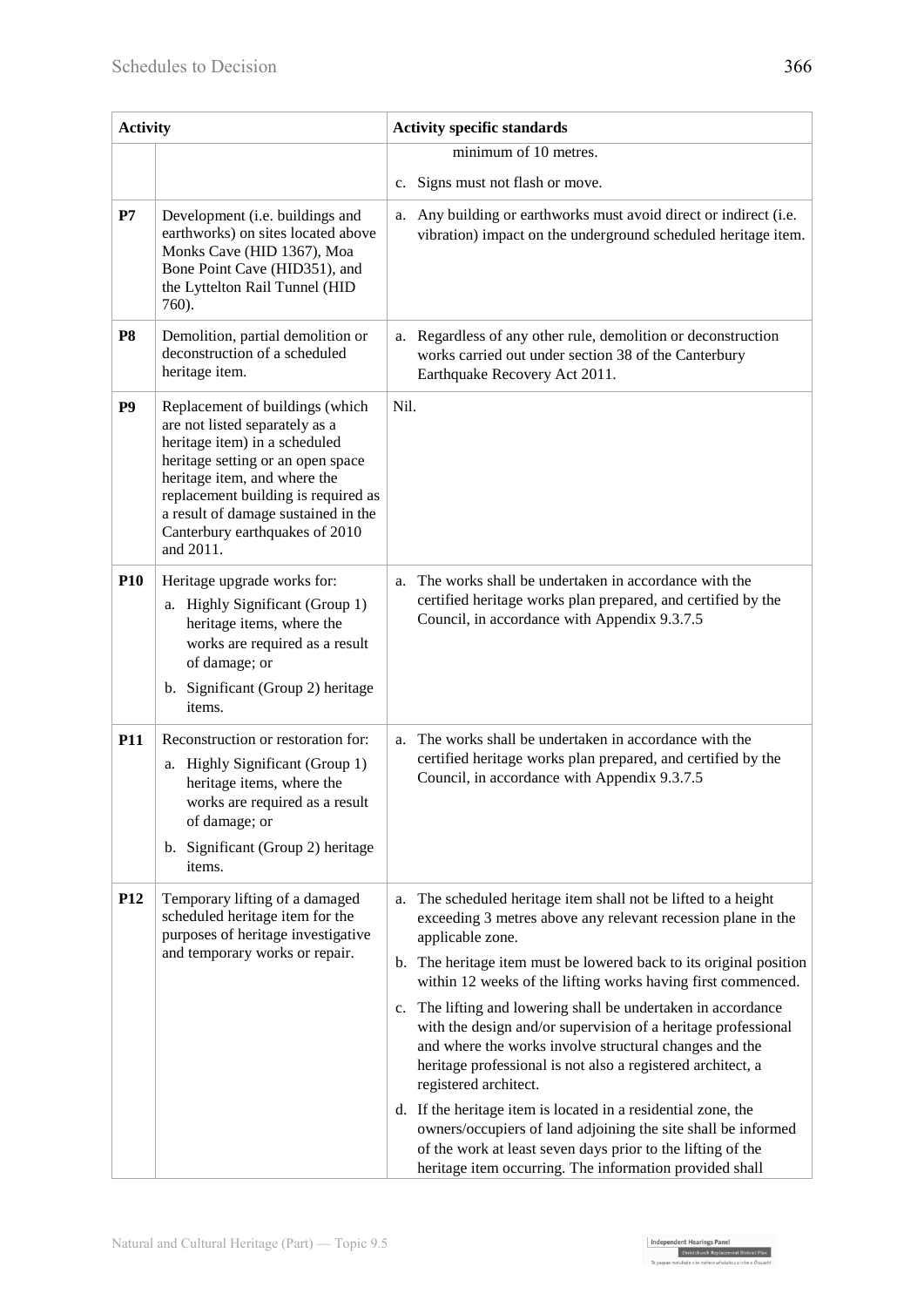| Activity | | Activity specific standards |
|---|---|---|
| | | minimum of 10 metres.<br>c. Signs must not flash or move. |
| **P7** | Development (i.e. buildings and earthworks) on sites located above Monks Cave (HID 1367), Moa Bone Point Cave (HID351), and the Lyttelton Rail Tunnel (HID 760). | a. Any building or earthworks must avoid direct or indirect (i.e. vibration) impact on the underground scheduled heritage item. |
| **P8** | Demolition, partial demolition or deconstruction of a scheduled heritage item. | a. Regardless of any other rule, demolition or deconstruction works carried out under section 38 of the Canterbury Earthquake Recovery Act 2011. |
| **P9** | Replacement of buildings (which are not listed separately as a heritage item) in a scheduled heritage setting or an open space heritage item, and where the replacement building is required as a result of damage sustained in the Canterbury earthquakes of 2010 and 2011. | Nil. |
| **P10** | Heritage upgrade works for:<br>a. Highly Significant (Group 1) heritage items, where the works are required as a result of damage; or<br>b. Significant (Group 2) heritage items. | a. The works shall be undertaken in accordance with the certified heritage works plan prepared, and certified by the Council, in accordance with Appendix 9.3.7.5 |
| **P11** | Reconstruction or restoration for:<br>a. Highly Significant (Group 1) heritage items, where the works are required as a result of damage; or<br>b. Significant (Group 2) heritage items. | a. The works shall be undertaken in accordance with the certified heritage works plan prepared, and certified by the Council, in accordance with Appendix 9.3.7.5 |
| **P12** | Temporary lifting of a damaged scheduled heritage item for the purposes of heritage investigative and temporary works or repair. | a. The scheduled heritage item shall not be lifted to a height exceeding 3 metres above any relevant recession plane in the applicable zone.<br>b. The heritage item must be lowered back to its original position within 12 weeks of the lifting works having first commenced.<br>c. The lifting and lowering shall be undertaken in accordance with the design and/or supervision of a heritage professional and where the works involve structural changes and the heritage professional is not also a registered architect, a registered architect.<br>d. If the heritage item is located in a residential zone, the owners/occupiers of land adjoining the site shall be informed of the work at least seven days prior to the lifting of the heritage item occurring. The information provided shall |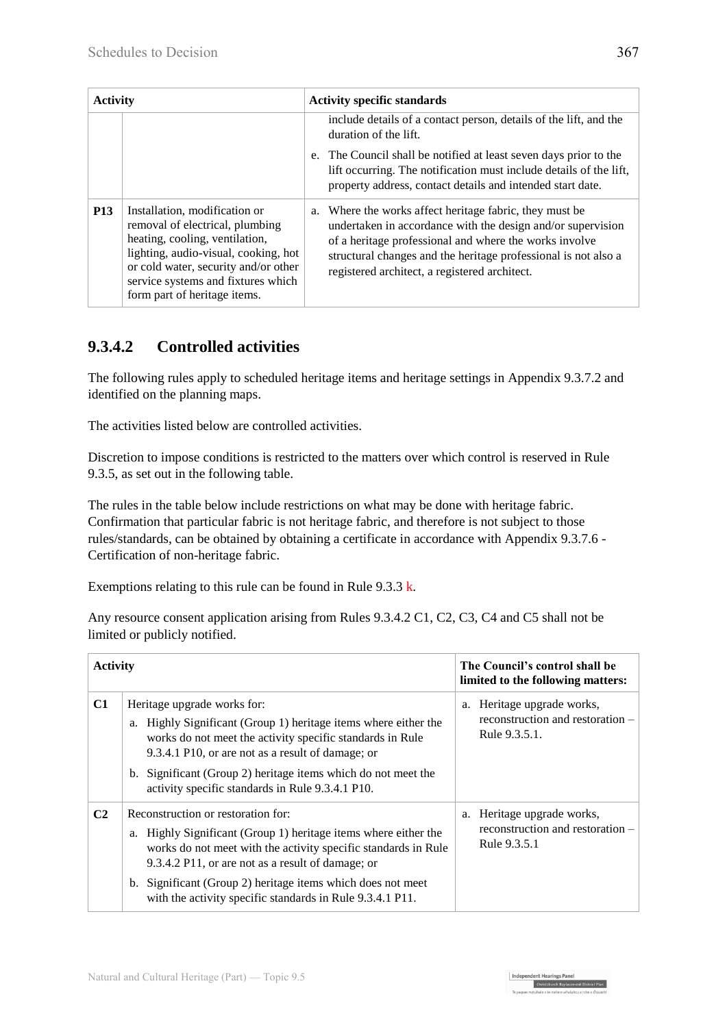| Activity | | Activity specific standards |
|---|---|---|
| | | include details of a contact person, details of the lift, and the duration of the lift.<br><br>e. The Council shall be notified at least seven days prior to the lift occurring. The notification must include details of the lift, property address, contact details and intended start date. |
| **P13** | Installation, modification or removal of electrical, plumbing heating, cooling, ventilation, lighting, audio-visual, cooking, hot or cold water, security and/or other service systems and fixtures which form part of heritage items. | a. Where the works affect heritage fabric, they must be undertaken in accordance with the design and/or supervision of a heritage professional and where the works involve structural changes and the heritage professional is not also a registered architect, a registered architect. |

## 9.3.4.2 Controlled activities

The following rules apply to scheduled heritage items and heritage settings in Appendix 9.3.7.2 and identified on the planning maps.

The activities listed below are controlled activities.

Discretion to impose conditions is restricted to the matters over which control is reserved in Rule 9.3.5, as set out in the following table.

The rules in the table below include restrictions on what may be done with heritage fabric. Confirmation that particular fabric is not heritage fabric, and therefore is not subject to those rules/standards, can be obtained by obtaining a certificate in accordance with Appendix 9.3.7.6 - Certification of non-heritage fabric.

Exemptions relating to this rule can be found in Rule 9.3.3 k.

Any resource consent application arising from Rules 9.3.4.2 C1, C2, C3, C4 and C5 shall not be limited or publicly notified.

| Activity | | The Council's control shall be limited to the following matters: |
|---|---|---|
| **C1** | Heritage upgrade works for:<br>a. Highly Significant (Group 1) heritage items where either the works do not meet the activity specific standards in Rule 9.3.4.1 P10, or are not as a result of damage; or<br>b. Significant (Group 2) heritage items which do not meet the activity specific standards in Rule 9.3.4.1 P10. | a. Heritage upgrade works, reconstruction and restoration – Rule 9.3.5.1. |
| **C2** | Reconstruction or restoration for:<br>a. Highly Significant (Group 1) heritage items where either the works do not meet with the activity specific standards in Rule 9.3.4.2 P11, or are not as a result of damage; or<br>b. Significant (Group 2) heritage items which does not meet with the activity specific standards in Rule 9.3.4.1 P11. | a. Heritage upgrade works, reconstruction and restoration – Rule 9.3.5.1 |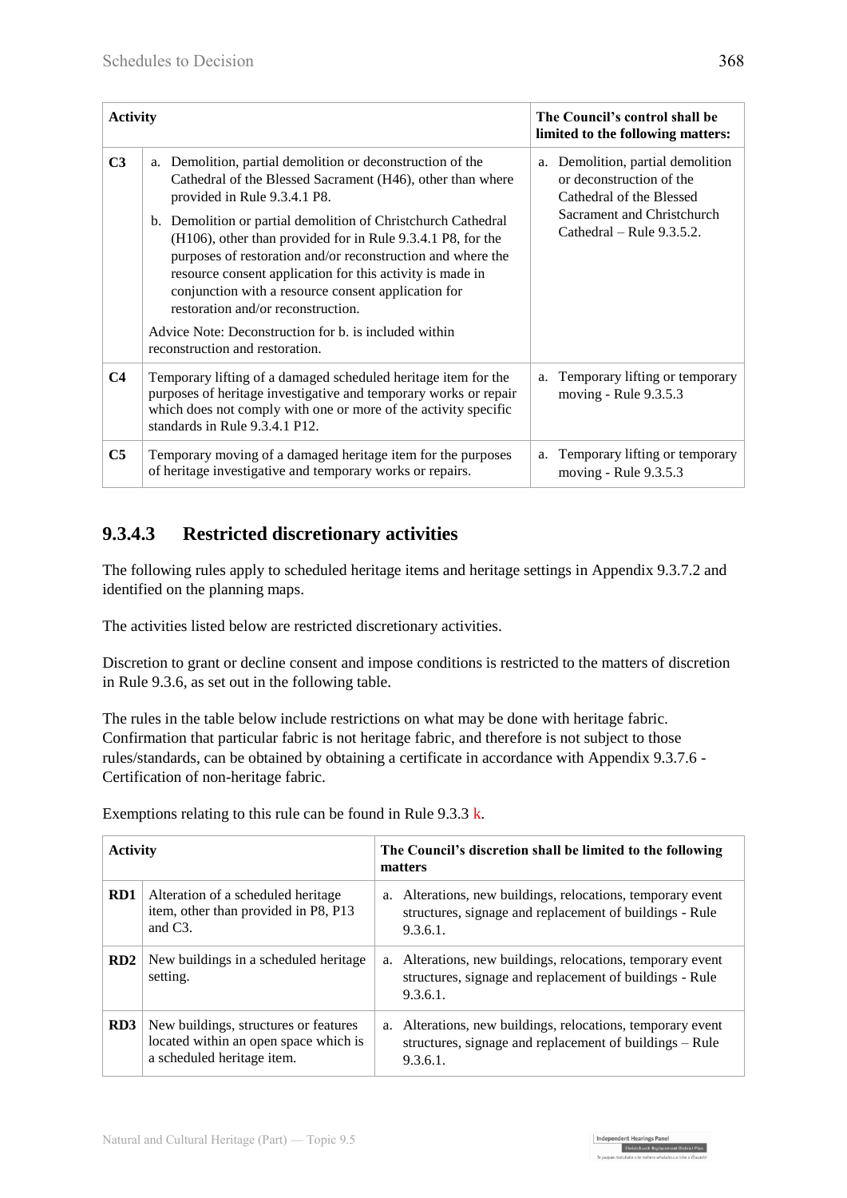| Activity | | The Council's control shall be limited to the following matters: |
|---|---|---|
| **C3** | a. Demolition, partial demolition or deconstruction of the Cathedral of the Blessed Sacrament (H46), other than where provided in Rule 9.3.4.1 P8.<br><br>b. Demolition or partial demolition of Christchurch Cathedral (H106), other than provided for in Rule 9.3.4.1 P8, for the purposes of restoration and/or reconstruction and where the resource consent application for this activity is made in conjunction with a resource consent application for restoration and/or reconstruction.<br><br>Advice Note: Deconstruction for b. is included within reconstruction and restoration. | a. Demolition, partial demolition or deconstruction of the Cathedral of the Blessed Sacrament and Christchurch Cathedral – Rule 9.3.5.2. |
| **C4** | Temporary lifting of a damaged scheduled heritage item for the purposes of heritage investigative and temporary works or repair which does not comply with one or more of the activity specific standards in Rule 9.3.4.1 P12. | a. Temporary lifting or temporary moving - Rule 9.3.5.3 |
| **C5** | Temporary moving of a damaged heritage item for the purposes of heritage investigative and temporary works or repairs. | a. Temporary lifting or temporary moving - Rule 9.3.5.3 |

## 9.3.4.3 Restricted discretionary activities

The following rules apply to scheduled heritage items and heritage settings in Appendix 9.3.7.2 and identified on the planning maps.

The activities listed below are restricted discretionary activities.

Discretion to grant or decline consent and impose conditions is restricted to the matters of discretion in Rule 9.3.6, as set out in the following table.

The rules in the table below include restrictions on what may be done with heritage fabric. Confirmation that particular fabric is not heritage fabric, and therefore is not subject to those rules/standards, can be obtained by obtaining a certificate in accordance with Appendix 9.3.7.6 - Certification of non-heritage fabric.

Exemptions relating to this rule can be found in Rule 9.3.3 k.

| Activity | | The Council's discretion shall be limited to the following matters |
|---|---|---|
| **RD1** | Alteration of a scheduled heritage item, other than provided in P8, P13 and C3. | a. Alterations, new buildings, relocations, temporary event structures, signage and replacement of buildings - Rule 9.3.6.1. |
| **RD2** | New buildings in a scheduled heritage setting. | a. Alterations, new buildings, relocations, temporary event structures, signage and replacement of buildings - Rule 9.3.6.1. |
| **RD3** | New buildings, structures or features located within an open space which is a scheduled heritage item. | a. Alterations, new buildings, relocations, temporary event structures, signage and replacement of buildings – Rule 9.3.6.1. |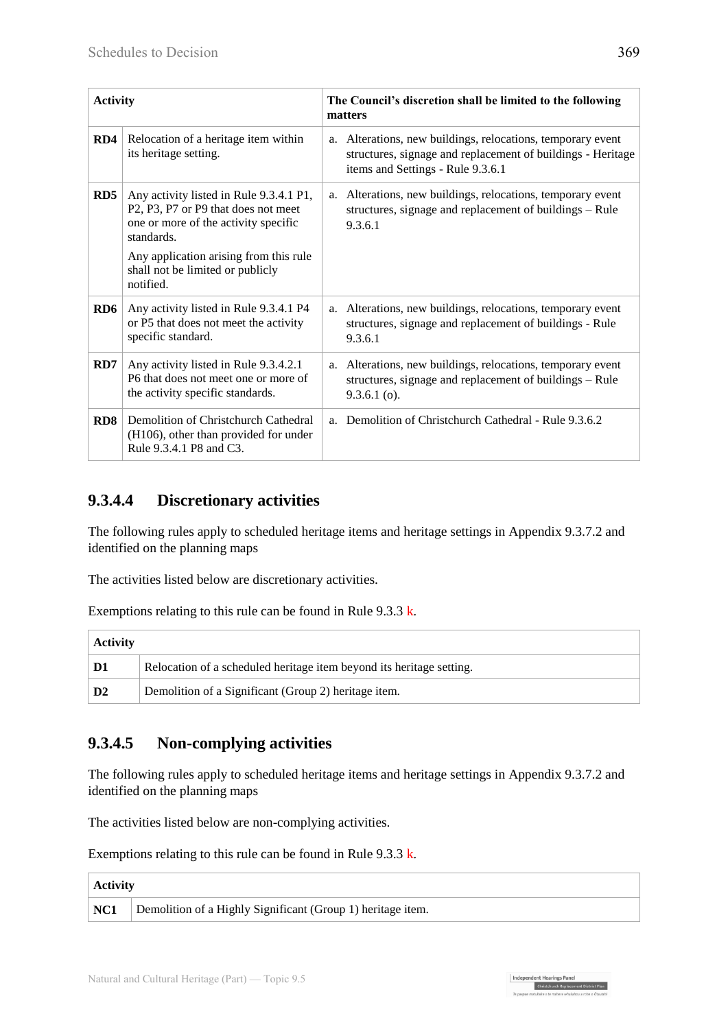| Activity | | The Council's discretion shall be limited to the following matters |
|---|---|---|
| **RD4** | Relocation of a heritage item within its heritage setting. | a. Alterations, new buildings, relocations, temporary event structures, signage and replacement of buildings - Heritage items and Settings - Rule 9.3.6.1 |
| **RD5** | Any activity listed in Rule 9.3.4.1 P1, P2, P3, P7 or P9 that does not meet one or more of the activity specific standards.<br><br>Any application arising from this rule shall not be limited or publicly notified. | a. Alterations, new buildings, relocations, temporary event structures, signage and replacement of buildings – Rule 9.3.6.1 |
| **RD6** | Any activity listed in Rule 9.3.4.1 P4 or P5 that does not meet the activity specific standard. | a. Alterations, new buildings, relocations, temporary event structures, signage and replacement of buildings - Rule 9.3.6.1 |
| **RD7** | Any activity listed in Rule 9.3.4.2.1 P6 that does not meet one or more of the activity specific standards. | a. Alterations, new buildings, relocations, temporary event structures, signage and replacement of buildings – Rule 9.3.6.1 (o). |
| **RD8** | Demolition of Christchurch Cathedral (H106), other than provided for under Rule 9.3.4.1 P8 and C3. | a. Demolition of Christchurch Cathedral - Rule 9.3.6.2 |

## 9.3.4.4 Discretionary activities

The following rules apply to scheduled heritage items and heritage settings in Appendix 9.3.7.2 and identified on the planning maps

The activities listed below are discretionary activities.

Exemptions relating to this rule can be found in Rule 9.3.3 k.

| Activity | |
|---|---|
| **D1** | Relocation of a scheduled heritage item beyond its heritage setting. |
| **D2** | Demolition of a Significant (Group 2) heritage item. |

## 9.3.4.5 Non-complying activities

The following rules apply to scheduled heritage items and heritage settings in Appendix 9.3.7.2 and identified on the planning maps

The activities listed below are non-complying activities.

Exemptions relating to this rule can be found in Rule 9.3.3 k.

| Activity | |
|---|---|
| **NC1** | Demolition of a Highly Significant (Group 1) heritage item. |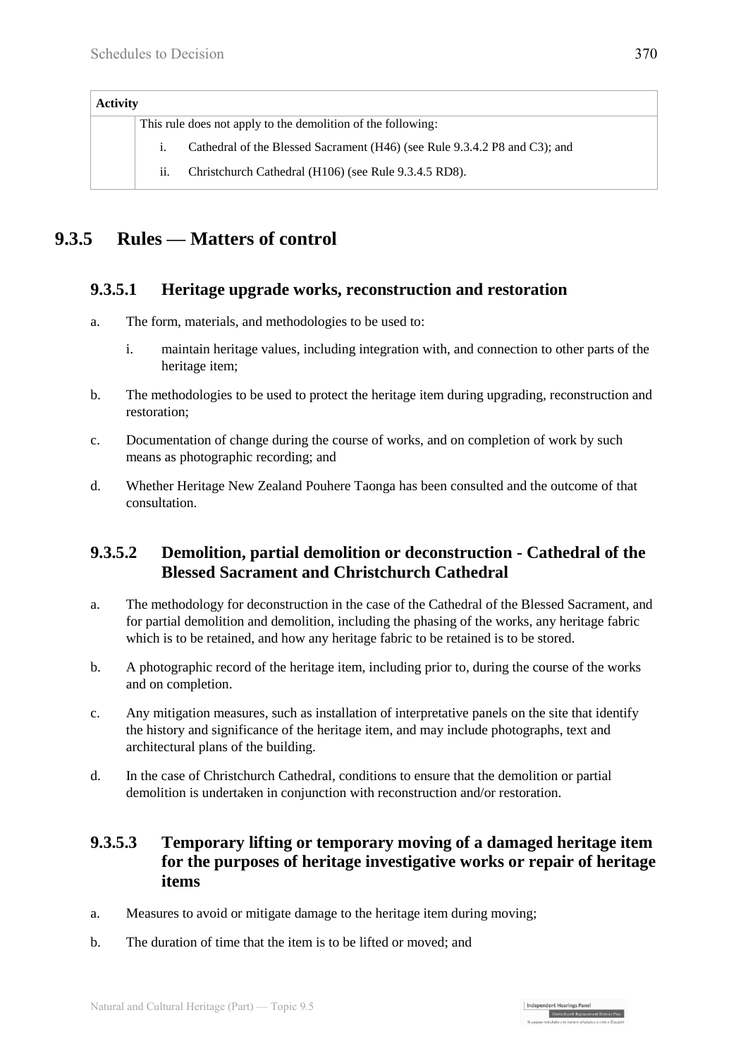| Activity | |
|---|---|
| | This rule does not apply to the demolition of the following:<br>i. Cathedral of the Blessed Sacrament (H46) (see Rule 9.3.4.2 P8 and C3); and<br>ii. Christchurch Cathedral (H106) (see Rule 9.3.4.5 RD8). |

## 9.3.5 Rules — Matters of control

### 9.3.5.1 Heritage upgrade works, reconstruction and restoration

a. The form, materials, and methodologies to be used to:
   i. maintain heritage values, including integration with, and connection to other parts of the heritage item;
b. The methodologies to be used to protect the heritage item during upgrading, reconstruction and restoration;
c. Documentation of change during the course of works, and on completion of work by such means as photographic recording; and
d. Whether Heritage New Zealand Pouhere Taonga has been consulted and the outcome of that consultation.

### 9.3.5.2 Demolition, partial demolition or deconstruction - Cathedral of the Blessed Sacrament and Christchurch Cathedral

a. The methodology for deconstruction in the case of the Cathedral of the Blessed Sacrament, and for partial demolition and demolition, including the phasing of the works, any heritage fabric which is to be retained, and how any heritage fabric to be retained is to be stored.
b. A photographic record of the heritage item, including prior to, during the course of the works and on completion.
c. Any mitigation measures, such as installation of interpretative panels on the site that identify the history and significance of the heritage item, and may include photographs, text and architectural plans of the building.
d. In the case of Christchurch Cathedral, conditions to ensure that the demolition or partial demolition is undertaken in conjunction with reconstruction and/or restoration.

### 9.3.5.3 Temporary lifting or temporary moving of a damaged heritage item for the purposes of heritage investigative works or repair of heritage items

a. Measures to avoid or mitigate damage to the heritage item during moving;
b. The duration of time that the item is to be lifted or moved; and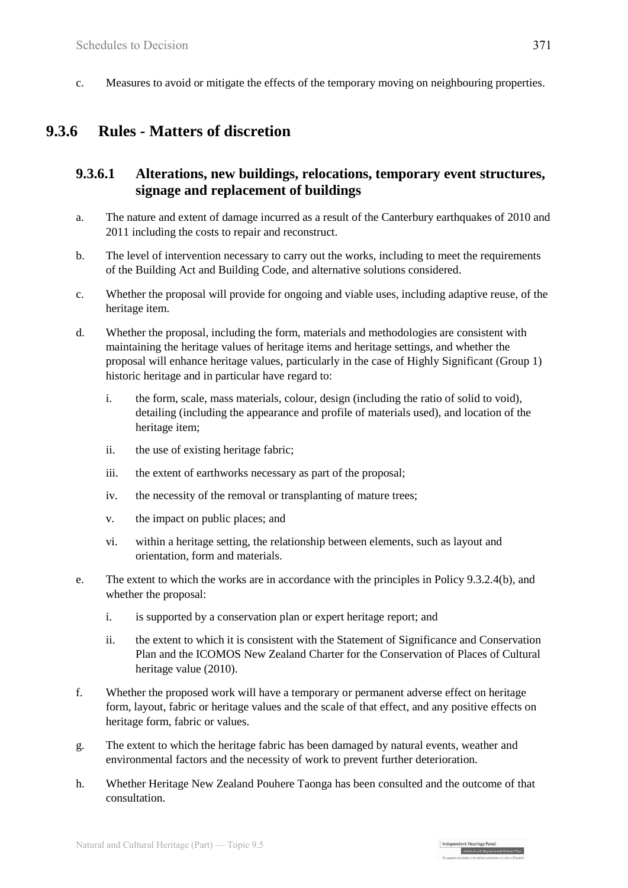c. Measures to avoid or mitigate the effects of the temporary moving on neighbouring properties.

## 9.3.6 Rules - Matters of discretion

### 9.3.6.1 Alterations, new buildings, relocations, temporary event structures, signage and replacement of buildings

a. The nature and extent of damage incurred as a result of the Canterbury earthquakes of 2010 and 2011 including the costs to repair and reconstruct.

b. The level of intervention necessary to carry out the works, including to meet the requirements of the Building Act and Building Code, and alternative solutions considered.

c. Whether the proposal will provide for ongoing and viable uses, including adaptive reuse, of the heritage item.

d. Whether the proposal, including the form, materials and methodologies are consistent with maintaining the heritage values of heritage items and heritage settings, and whether the proposal will enhance heritage values, particularly in the case of Highly Significant (Group 1) historic heritage and in particular have regard to:

   i. the form, scale, mass materials, colour, design (including the ratio of solid to void), detailing (including the appearance and profile of materials used), and location of the heritage item;

   ii. the use of existing heritage fabric;

   iii. the extent of earthworks necessary as part of the proposal;

   iv. the necessity of the removal or transplanting of mature trees;

   v. the impact on public places; and

   vi. within a heritage setting, the relationship between elements, such as layout and orientation, form and materials.

e. The extent to which the works are in accordance with the principles in Policy 9.3.2.4(b), and whether the proposal:

   i. is supported by a conservation plan or expert heritage report; and

   ii. the extent to which it is consistent with the Statement of Significance and Conservation Plan and the ICOMOS New Zealand Charter for the Conservation of Places of Cultural heritage value (2010).

f. Whether the proposed work will have a temporary or permanent adverse effect on heritage form, layout, fabric or heritage values and the scale of that effect, and any positive effects on heritage form, fabric or values.

g. The extent to which the heritage fabric has been damaged by natural events, weather and environmental factors and the necessity of work to prevent further deterioration.

h. Whether Heritage New Zealand Pouhere Taonga has been consulted and the outcome of that consultation.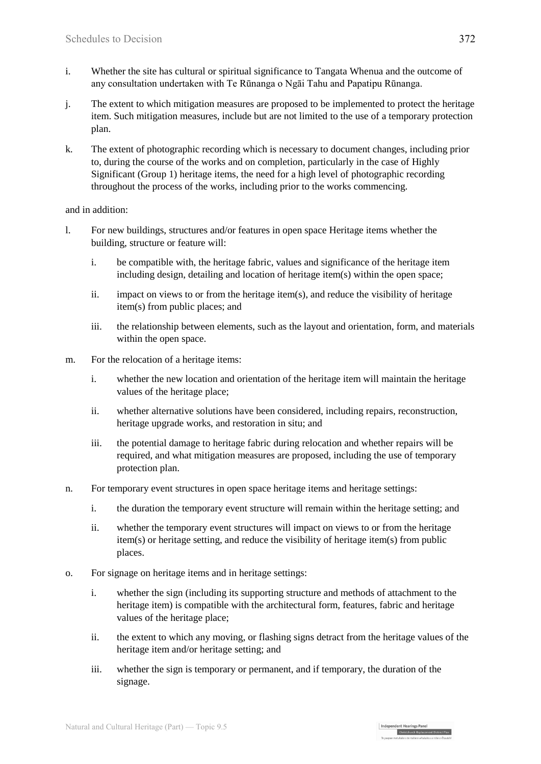i. Whether the site has cultural or spiritual significance to Tangata Whenua and the outcome of any consultation undertaken with Te Rūnanga o Ngāi Tahu and Papatipu Rūnanga.

j. The extent to which mitigation measures are proposed to be implemented to protect the heritage item. Such mitigation measures, include but are not limited to the use of a temporary protection plan.

k. The extent of photographic recording which is necessary to document changes, including prior to, during the course of the works and on completion, particularly in the case of Highly Significant (Group 1) heritage items, the need for a high level of photographic recording throughout the process of the works, including prior to the works commencing.

and in addition:

l. For new buildings, structures and/or features in open space Heritage items whether the building, structure or feature will:

   i. be compatible with, the heritage fabric, values and significance of the heritage item including design, detailing and location of heritage item(s) within the open space;

   ii. impact on views to or from the heritage item(s), and reduce the visibility of heritage item(s) from public places; and

   iii. the relationship between elements, such as the layout and orientation, form, and materials within the open space.

m. For the relocation of a heritage items:

   i. whether the new location and orientation of the heritage item will maintain the heritage values of the heritage place;

   ii. whether alternative solutions have been considered, including repairs, reconstruction, heritage upgrade works, and restoration in situ; and

   iii. the potential damage to heritage fabric during relocation and whether repairs will be required, and what mitigation measures are proposed, including the use of temporary protection plan.

n. For temporary event structures in open space heritage items and heritage settings:

   i. the duration the temporary event structure will remain within the heritage setting; and

   ii. whether the temporary event structures will impact on views to or from the heritage item(s) or heritage setting, and reduce the visibility of heritage item(s) from public places.

o. For signage on heritage items and in heritage settings:

   i. whether the sign (including its supporting structure and methods of attachment to the heritage item) is compatible with the architectural form, features, fabric and heritage values of the heritage place;

   ii. the extent to which any moving, or flashing signs detract from the heritage values of the heritage item and/or heritage setting; and

   iii. whether the sign is temporary or permanent, and if temporary, the duration of the signage.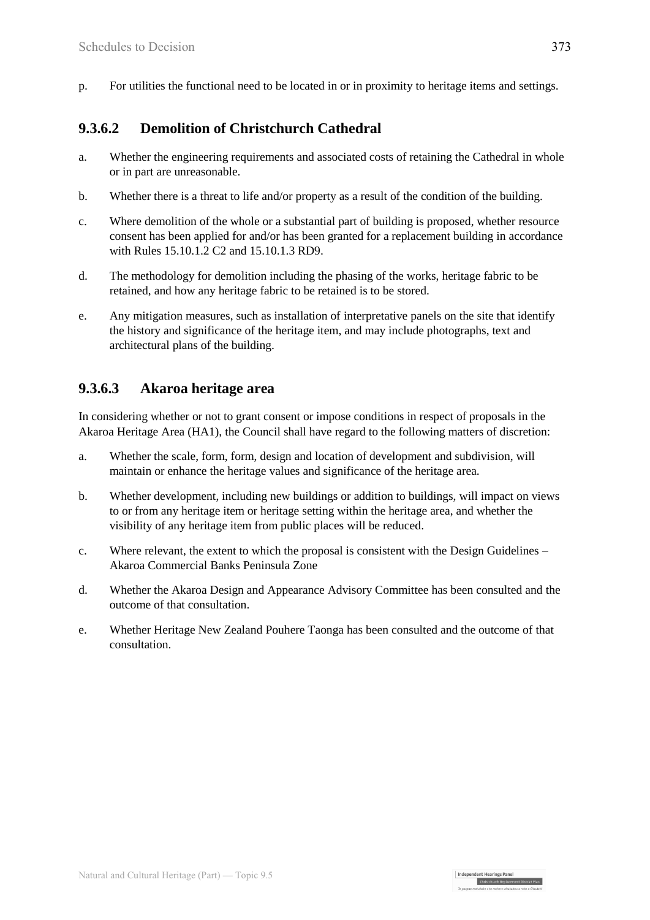p. For utilities the functional need to be located in or in proximity to heritage items and settings.

### 9.3.6.2 Demolition of Christchurch Cathedral

a. Whether the engineering requirements and associated costs of retaining the Cathedral in whole or in part are unreasonable.

b. Whether there is a threat to life and/or property as a result of the condition of the building.

c. Where demolition of the whole or a substantial part of building is proposed, whether resource consent has been applied for and/or has been granted for a replacement building in accordance with Rules 15.10.1.2 C2 and 15.10.1.3 RD9.

d. The methodology for demolition including the phasing of the works, heritage fabric to be retained, and how any heritage fabric to be retained is to be stored.

e. Any mitigation measures, such as installation of interpretative panels on the site that identify the history and significance of the heritage item, and may include photographs, text and architectural plans of the building.

### 9.3.6.3 Akaroa heritage area

In considering whether or not to grant consent or impose conditions in respect of proposals in the Akaroa Heritage Area (HA1), the Council shall have regard to the following matters of discretion:

a. Whether the scale, form, form, design and location of development and subdivision, will maintain or enhance the heritage values and significance of the heritage area.

b. Whether development, including new buildings or addition to buildings, will impact on views to or from any heritage item or heritage setting within the heritage area, and whether the visibility of any heritage item from public places will be reduced.

c. Where relevant, the extent to which the proposal is consistent with the Design Guidelines – Akaroa Commercial Banks Peninsula Zone

d. Whether the Akaroa Design and Appearance Advisory Committee has been consulted and the outcome of that consultation.

e. Whether Heritage New Zealand Pouhere Taonga has been consulted and the outcome of that consultation.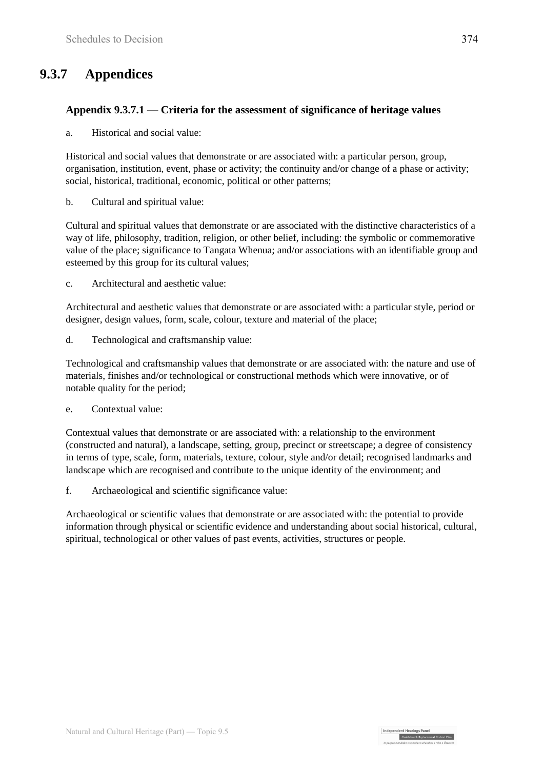## 9.3.7 Appendices

### Appendix 9.3.7.1 — Criteria for the assessment of significance of heritage values

a. Historical and social value:

Historical and social values that demonstrate or are associated with: a particular person, group, organisation, institution, event, phase or activity; the continuity and/or change of a phase or activity; social, historical, traditional, economic, political or other patterns;

b. Cultural and spiritual value:

Cultural and spiritual values that demonstrate or are associated with the distinctive characteristics of a way of life, philosophy, tradition, religion, or other belief, including: the symbolic or commemorative value of the place; significance to Tangata Whenua; and/or associations with an identifiable group and esteemed by this group for its cultural values;

c. Architectural and aesthetic value:

Architectural and aesthetic values that demonstrate or are associated with: a particular style, period or designer, design values, form, scale, colour, texture and material of the place;

d. Technological and craftsmanship value:

Technological and craftsmanship values that demonstrate or are associated with: the nature and use of materials, finishes and/or technological or constructional methods which were innovative, or of notable quality for the period;

e. Contextual value:

Contextual values that demonstrate or are associated with: a relationship to the environment (constructed and natural), a landscape, setting, group, precinct or streetscape; a degree of consistency in terms of type, scale, form, materials, texture, colour, style and/or detail; recognised landmarks and landscape which are recognised and contribute to the unique identity of the environment; and

f. Archaeological and scientific significance value:

Archaeological or scientific values that demonstrate or are associated with: the potential to provide information through physical or scientific evidence and understanding about social historical, cultural, spiritual, technological or other values of past events, activities, structures or people.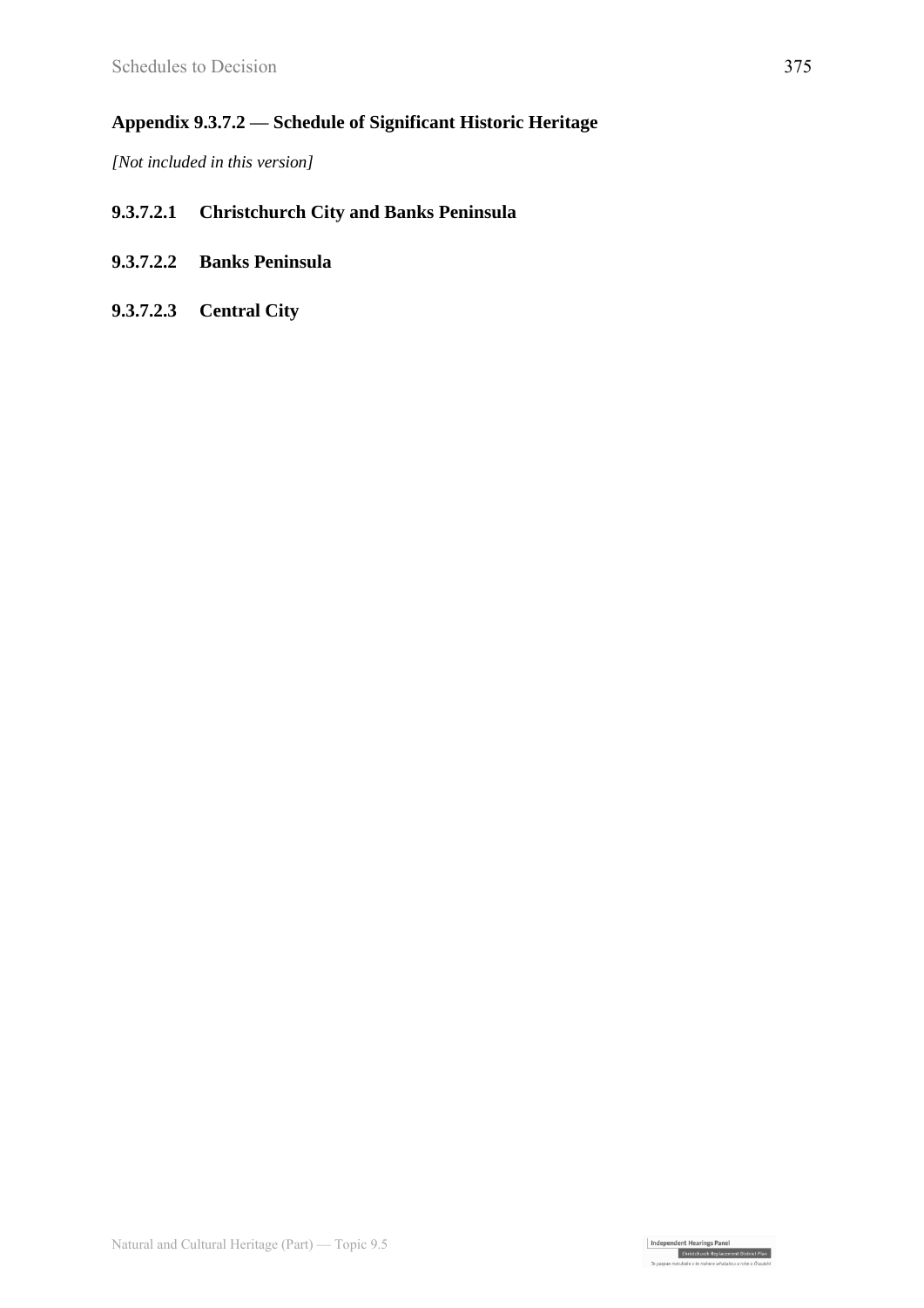## Appendix 9.3.7.2 — Schedule of Significant Historic Heritage

*[Not included in this version]*

### 9.3.7.2.1 Christchurch City and Banks Peninsula

### 9.3.7.2.2 Banks Peninsula

### 9.3.7.2.3 Central City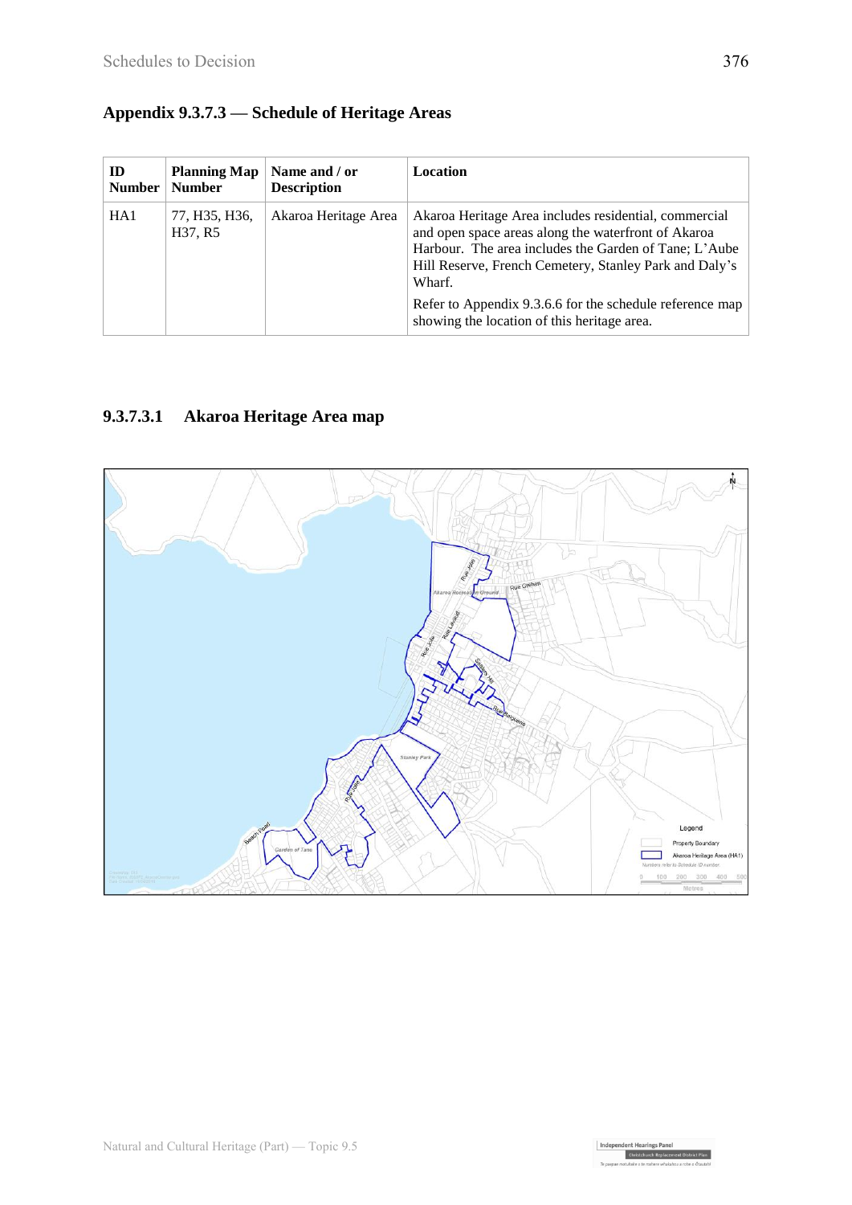## Appendix 9.3.7.3 — Schedule of Heritage Areas

| ID Number | Planning Map Number | Name and / or Description | Location |
|---|---|---|---|
| HA1 | 77, H35, H36, H37, R5 | Akaroa Heritage Area | Akaroa Heritage Area includes residential, commercial and open space areas along the waterfront of Akaroa Harbour. The area includes the Garden of Tane; L'Aube Hill Reserve, French Cemetery, Stanley Park and Daly's Wharf.<br><br>Refer to Appendix 9.3.6.6 for the schedule reference map showing the location of this heritage area. |

### 9.3.7.3.1 Akaroa Heritage Area map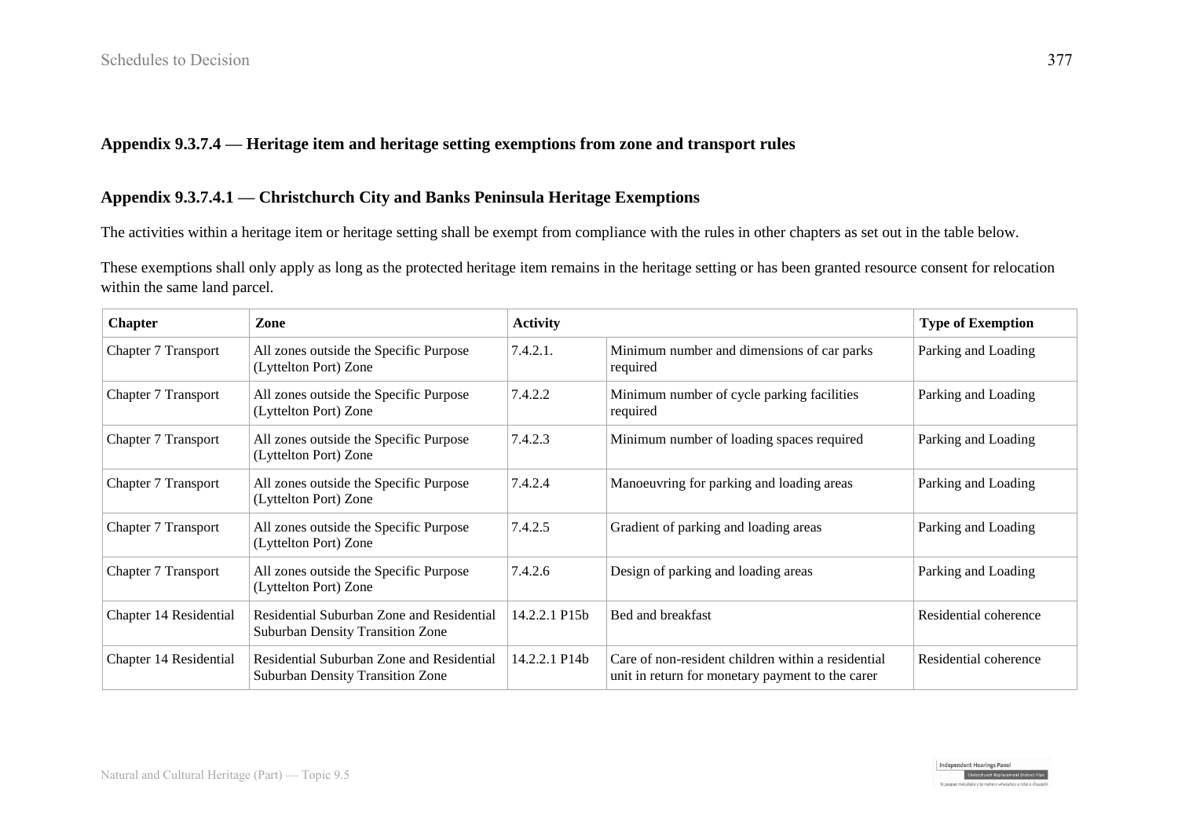## Appendix 9.3.7.4 — Heritage item and heritage setting exemptions from zone and transport rules

## Appendix 9.3.7.4.1 — Christchurch City and Banks Peninsula Heritage Exemptions

The activities within a heritage item or heritage setting shall be exempt from compliance with the rules in other chapters as set out in the table below.

These exemptions shall only apply as long as the protected heritage item remains in the heritage setting or has been granted resource consent for relocation within the same land parcel.

| Chapter | Zone | Activity | | Type of Exemption |
|---|---|---|---|---|
| Chapter 7 Transport | All zones outside the Specific Purpose (Lyttelton Port) Zone | 7.4.2.1. | Minimum number and dimensions of car parks required | Parking and Loading |
| Chapter 7 Transport | All zones outside the Specific Purpose (Lyttelton Port) Zone | 7.4.2.2 | Minimum number of cycle parking facilities required | Parking and Loading |
| Chapter 7 Transport | All zones outside the Specific Purpose (Lyttelton Port) Zone | 7.4.2.3 | Minimum number of loading spaces required | Parking and Loading |
| Chapter 7 Transport | All zones outside the Specific Purpose (Lyttelton Port) Zone | 7.4.2.4 | Manoeuvring for parking and loading areas | Parking and Loading |
| Chapter 7 Transport | All zones outside the Specific Purpose (Lyttelton Port) Zone | 7.4.2.5 | Gradient of parking and loading areas | Parking and Loading |
| Chapter 7 Transport | All zones outside the Specific Purpose (Lyttelton Port) Zone | 7.4.2.6 | Design of parking and loading areas | Parking and Loading |
| Chapter 14 Residential | Residential Suburban Zone and Residential Suburban Density Transition Zone | 14.2.2.1 P15b | Bed and breakfast | Residential coherence |
| Chapter 14 Residential | Residential Suburban Zone and Residential Suburban Density Transition Zone | 14.2.2.1 P14b | Care of non-resident children within a residential unit in return for monetary payment to the carer | Residential coherence |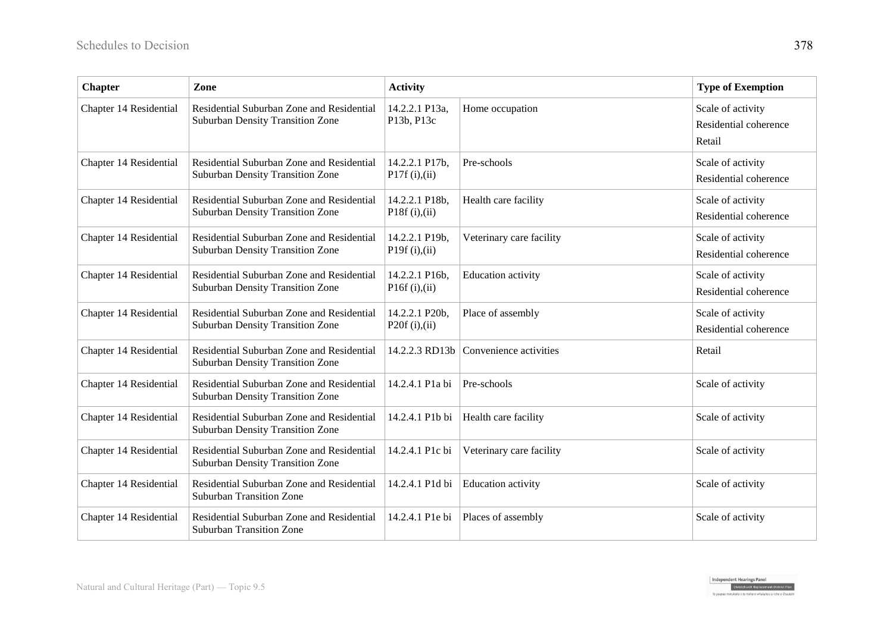| Chapter | Zone | Activity | | Type of Exemption |
|---|---|---|---|---|
| Chapter 14 Residential | Residential Suburban Zone and Residential Suburban Density Transition Zone | 14.2.2.1 P13a, P13b, P13c | Home occupation | Scale of activity<br>Residential coherence<br>Retail |
| Chapter 14 Residential | Residential Suburban Zone and Residential Suburban Density Transition Zone | 14.2.2.1 P17b, P17f (i),(ii) | Pre-schools | Scale of activity<br>Residential coherence |
| Chapter 14 Residential | Residential Suburban Zone and Residential Suburban Density Transition Zone | 14.2.2.1 P18b, P18f (i),(ii) | Health care facility | Scale of activity<br>Residential coherence |
| Chapter 14 Residential | Residential Suburban Zone and Residential Suburban Density Transition Zone | 14.2.2.1 P19b, P19f (i),(ii) | Veterinary care facility | Scale of activity<br>Residential coherence |
| Chapter 14 Residential | Residential Suburban Zone and Residential Suburban Density Transition Zone | 14.2.2.1 P16b, P16f (i),(ii) | Education activity | Scale of activity<br>Residential coherence |
| Chapter 14 Residential | Residential Suburban Zone and Residential Suburban Density Transition Zone | 14.2.2.1 P20b, P20f (i),(ii) | Place of assembly | Scale of activity<br>Residential coherence |
| Chapter 14 Residential | Residential Suburban Zone and Residential Suburban Density Transition Zone | 14.2.2.3 RD13b | Convenience activities | Retail |
| Chapter 14 Residential | Residential Suburban Zone and Residential Suburban Density Transition Zone | 14.2.4.1 P1a bi | Pre-schools | Scale of activity |
| Chapter 14 Residential | Residential Suburban Zone and Residential Suburban Density Transition Zone | 14.2.4.1 P1b bi | Health care facility | Scale of activity |
| Chapter 14 Residential | Residential Suburban Zone and Residential Suburban Density Transition Zone | 14.2.4.1 P1c bi | Veterinary care facility | Scale of activity |
| Chapter 14 Residential | Residential Suburban Zone and Residential Suburban Transition Zone | 14.2.4.1 P1d bi | Education activity | Scale of activity |
| Chapter 14 Residential | Residential Suburban Zone and Residential Suburban Transition Zone | 14.2.4.1 P1e bi | Places of assembly | Scale of activity |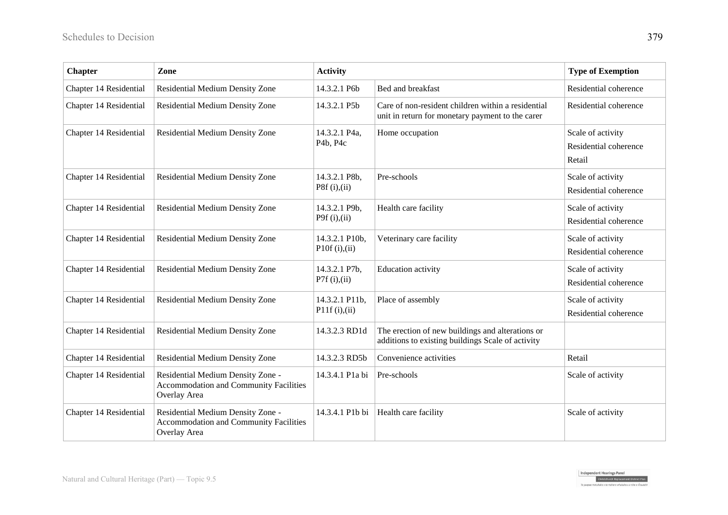| Chapter | Zone | Activity | | Type of Exemption |
|---|---|---|---|---|
| Chapter 14 Residential | Residential Medium Density Zone | 14.3.2.1 P6b | Bed and breakfast | Residential coherence |
| Chapter 14 Residential | Residential Medium Density Zone | 14.3.2.1 P5b | Care of non-resident children within a residential unit in return for monetary payment to the carer | Residential coherence |
| Chapter 14 Residential | Residential Medium Density Zone | 14.3.2.1 P4a, P4b, P4c | Home occupation | Scale of activity<br>Residential coherence<br>Retail |
| Chapter 14 Residential | Residential Medium Density Zone | 14.3.2.1 P8b, P8f (i),(ii) | Pre-schools | Scale of activity<br>Residential coherence |
| Chapter 14 Residential | Residential Medium Density Zone | 14.3.2.1 P9b, P9f (i),(ii) | Health care facility | Scale of activity<br>Residential coherence |
| Chapter 14 Residential | Residential Medium Density Zone | 14.3.2.1 P10b, P10f (i),(ii) | Veterinary care facility | Scale of activity<br>Residential coherence |
| Chapter 14 Residential | Residential Medium Density Zone | 14.3.2.1 P7b, P7f (i),(ii) | Education activity | Scale of activity<br>Residential coherence |
| Chapter 14 Residential | Residential Medium Density Zone | 14.3.2.1 P11b, P11f (i),(ii) | Place of assembly | Scale of activity<br>Residential coherence |
| Chapter 14 Residential | Residential Medium Density Zone | 14.3.2.3 RD1d | The erection of new buildings and alterations or additions to existing buildings Scale of activity | |
| Chapter 14 Residential | Residential Medium Density Zone | 14.3.2.3 RD5b | Convenience activities | Retail |
| Chapter 14 Residential | Residential Medium Density Zone - Accommodation and Community Facilities Overlay Area | 14.3.4.1 P1a bi | Pre-schools | Scale of activity |
| Chapter 14 Residential | Residential Medium Density Zone - Accommodation and Community Facilities Overlay Area | 14.3.4.1 P1b bi | Health care facility | Scale of activity |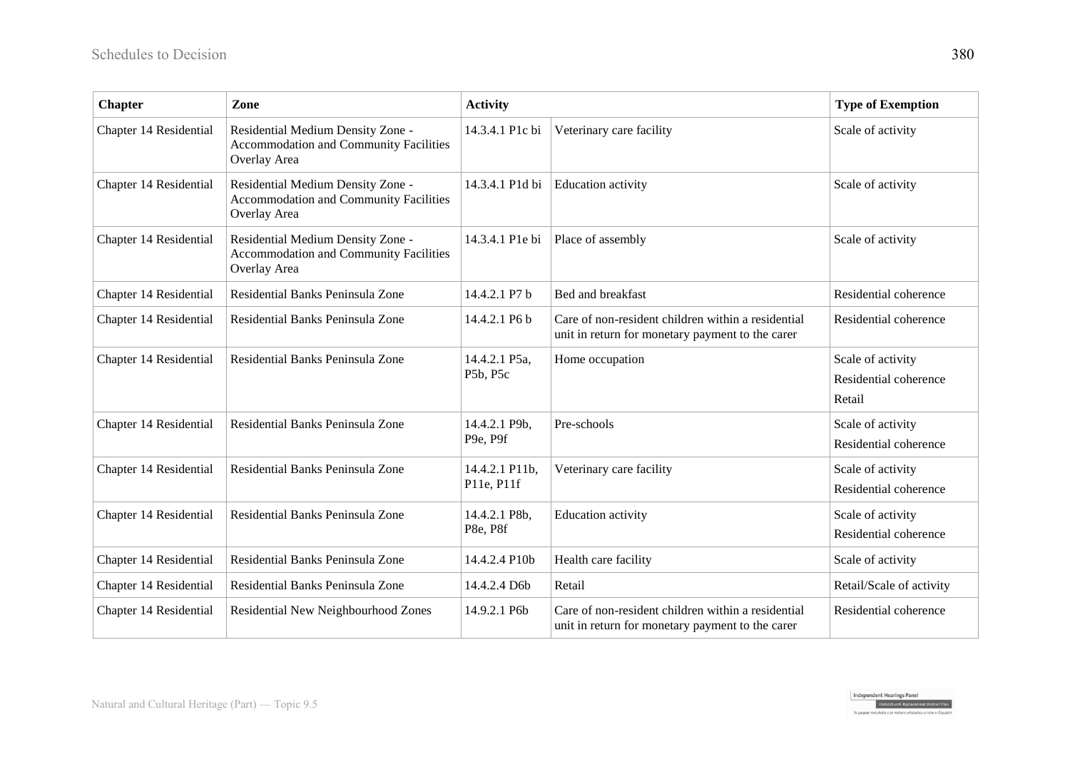| Chapter | Zone | Activity | | Type of Exemption |
|---|---|---|---|---|
| Chapter 14 Residential | Residential Medium Density Zone - Accommodation and Community Facilities Overlay Area | 14.3.4.1 P1c bi | Veterinary care facility | Scale of activity |
| Chapter 14 Residential | Residential Medium Density Zone - Accommodation and Community Facilities Overlay Area | 14.3.4.1 P1d bi | Education activity | Scale of activity |
| Chapter 14 Residential | Residential Medium Density Zone - Accommodation and Community Facilities Overlay Area | 14.3.4.1 P1e bi | Place of assembly | Scale of activity |
| Chapter 14 Residential | Residential Banks Peninsula Zone | 14.4.2.1 P7 b | Bed and breakfast | Residential coherence |
| Chapter 14 Residential | Residential Banks Peninsula Zone | 14.4.2.1 P6 b | Care of non-resident children within a residential unit in return for monetary payment to the carer | Residential coherence |
| Chapter 14 Residential | Residential Banks Peninsula Zone | 14.4.2.1 P5a, P5b, P5c | Home occupation | Scale of activity<br>Residential coherence<br>Retail |
| Chapter 14 Residential | Residential Banks Peninsula Zone | 14.4.2.1 P9b, P9e, P9f | Pre-schools | Scale of activity<br>Residential coherence |
| Chapter 14 Residential | Residential Banks Peninsula Zone | 14.4.2.1 P11b, P11e, P11f | Veterinary care facility | Scale of activity<br>Residential coherence |
| Chapter 14 Residential | Residential Banks Peninsula Zone | 14.4.2.1 P8b, P8e, P8f | Education activity | Scale of activity<br>Residential coherence |
| Chapter 14 Residential | Residential Banks Peninsula Zone | 14.4.2.4 P10b | Health care facility | Scale of activity |
| Chapter 14 Residential | Residential Banks Peninsula Zone | 14.4.2.4 D6b | Retail | Retail/Scale of activity |
| Chapter 14 Residential | Residential New Neighbourhood Zones | 14.9.2.1 P6b | Care of non-resident children within a residential unit in return for monetary payment to the carer | Residential coherence |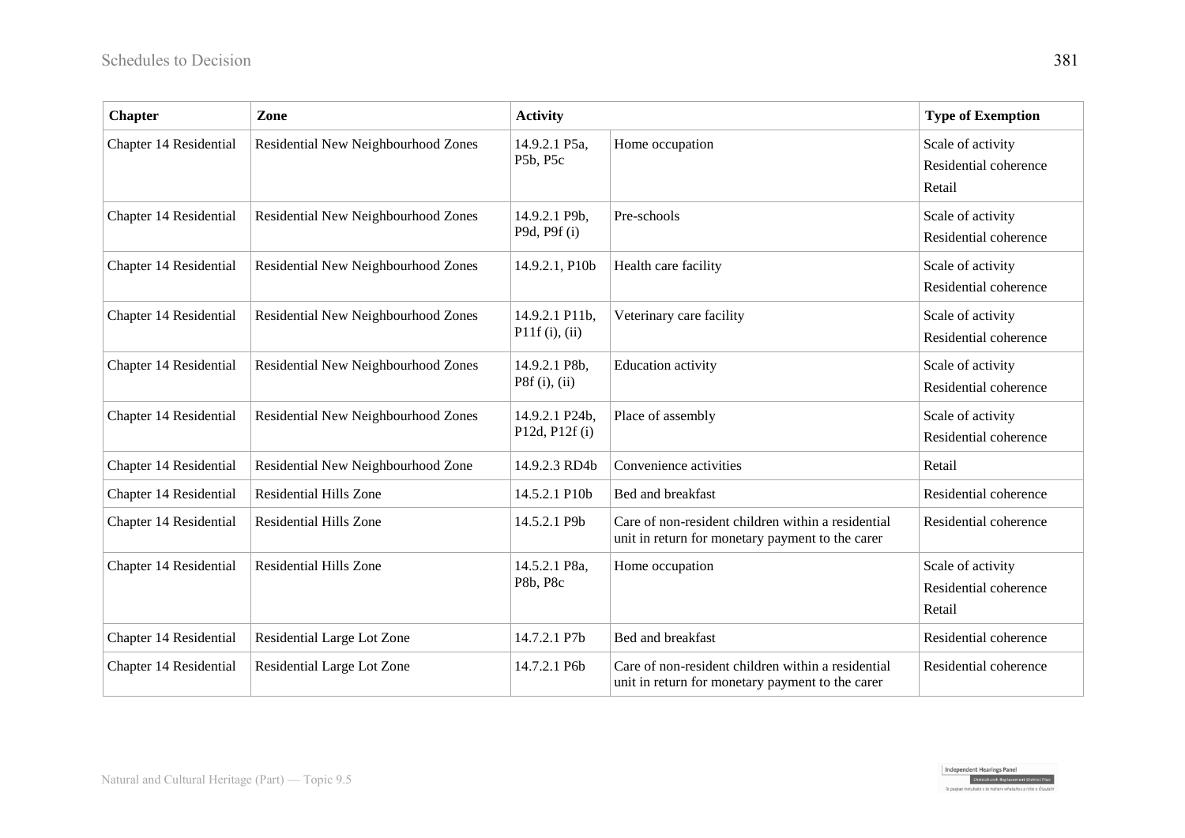| Chapter | Zone | Activity | | Type of Exemption |
|---|---|---|---|---|
| Chapter 14 Residential | Residential New Neighbourhood Zones | 14.9.2.1 P5a, P5b, P5c | Home occupation | Scale of activity<br>Residential coherence<br>Retail |
| Chapter 14 Residential | Residential New Neighbourhood Zones | 14.9.2.1 P9b, P9d, P9f (i) | Pre-schools | Scale of activity<br>Residential coherence |
| Chapter 14 Residential | Residential New Neighbourhood Zones | 14.9.2.1, P10b | Health care facility | Scale of activity<br>Residential coherence |
| Chapter 14 Residential | Residential New Neighbourhood Zones | 14.9.2.1 P11b, P11f (i), (ii) | Veterinary care facility | Scale of activity<br>Residential coherence |
| Chapter 14 Residential | Residential New Neighbourhood Zones | 14.9.2.1 P8b, P8f (i), (ii) | Education activity | Scale of activity<br>Residential coherence |
| Chapter 14 Residential | Residential New Neighbourhood Zones | 14.9.2.1 P24b, P12d, P12f (i) | Place of assembly | Scale of activity<br>Residential coherence |
| Chapter 14 Residential | Residential New Neighbourhood Zone | 14.9.2.3 RD4b | Convenience activities | Retail |
| Chapter 14 Residential | Residential Hills Zone | 14.5.2.1 P10b | Bed and breakfast | Residential coherence |
| Chapter 14 Residential | Residential Hills Zone | 14.5.2.1 P9b | Care of non-resident children within a residential unit in return for monetary payment to the carer | Residential coherence |
| Chapter 14 Residential | Residential Hills Zone | 14.5.2.1 P8a, P8b, P8c | Home occupation | Scale of activity<br>Residential coherence<br>Retail |
| Chapter 14 Residential | Residential Large Lot Zone | 14.7.2.1 P7b | Bed and breakfast | Residential coherence |
| Chapter 14 Residential | Residential Large Lot Zone | 14.7.2.1 P6b | Care of non-resident children within a residential unit in return for monetary payment to the carer | Residential coherence |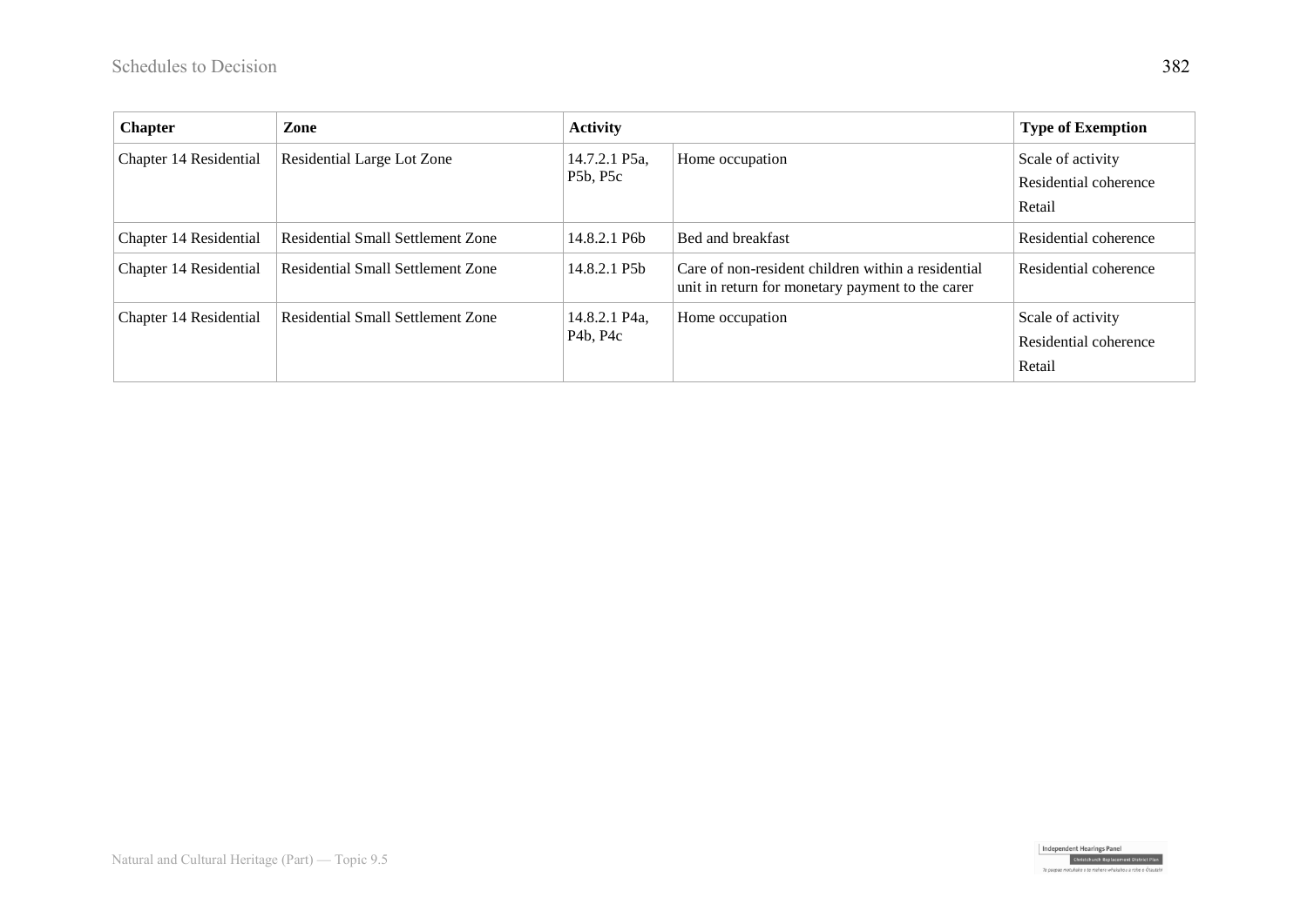| Chapter | Zone | Activity | | Type of Exemption |
|---|---|---|---|---|
| Chapter 14 Residential | Residential Large Lot Zone | 14.7.2.1 P5a, P5b, P5c | Home occupation | Scale of activity<br>Residential coherence<br>Retail |
| Chapter 14 Residential | Residential Small Settlement Zone | 14.8.2.1 P6b | Bed and breakfast | Residential coherence |
| Chapter 14 Residential | Residential Small Settlement Zone | 14.8.2.1 P5b | Care of non-resident children within a residential unit in return for monetary payment to the carer | Residential coherence |
| Chapter 14 Residential | Residential Small Settlement Zone | 14.8.2.1 P4a, P4b, P4c | Home occupation | Scale of activity<br>Residential coherence<br>Retail |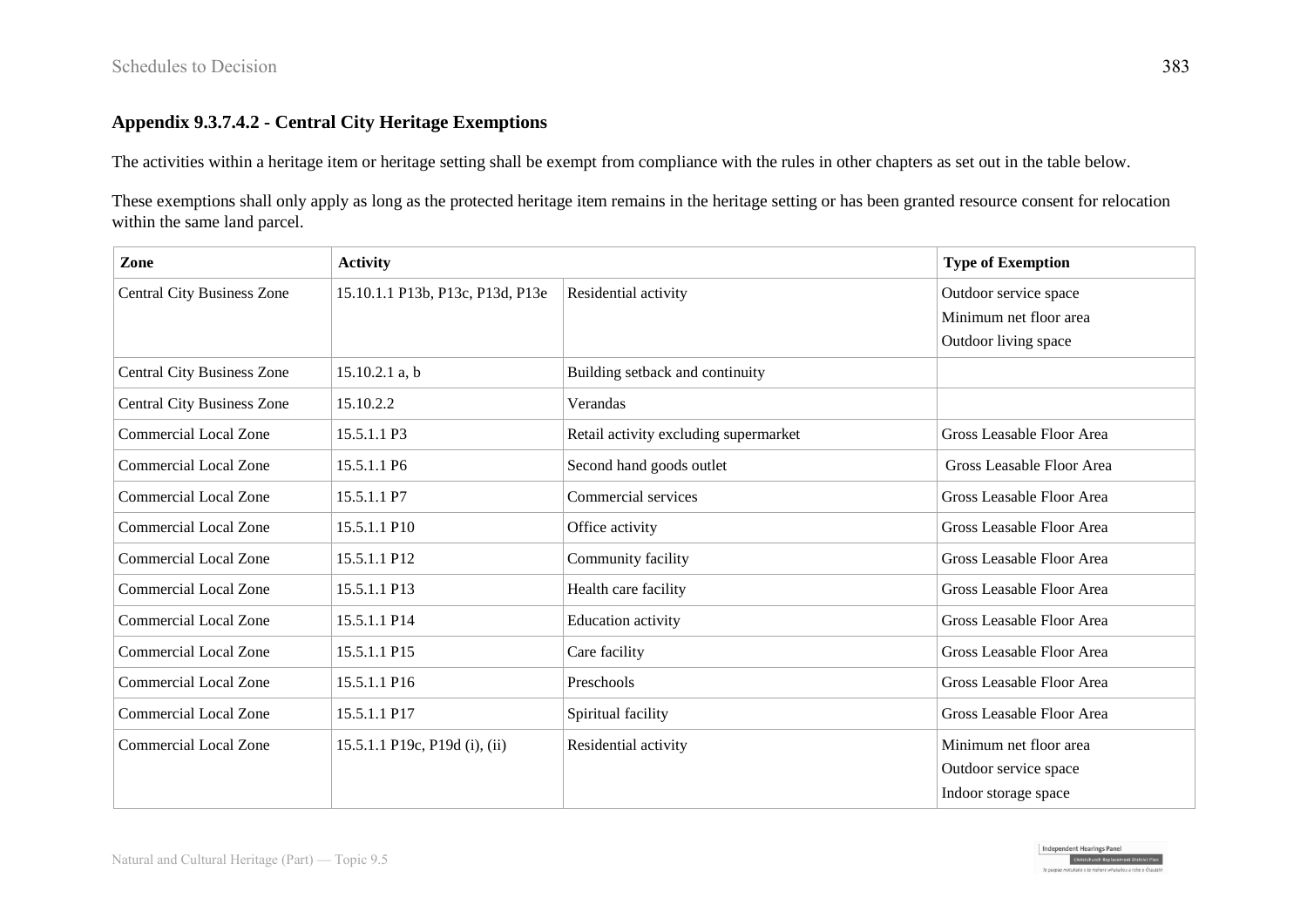### Appendix 9.3.7.4.2 - Central City Heritage Exemptions

The activities within a heritage item or heritage setting shall be exempt from compliance with the rules in other chapters as set out in the table below.

These exemptions shall only apply as long as the protected heritage item remains in the heritage setting or has been granted resource consent for relocation within the same land parcel.

| Zone | Activity | | Type of Exemption |
|---|---|---|---|
| Central City Business Zone | 15.10.1.1 P13b, P13c, P13d, P13e | Residential activity | Outdoor service space<br>Minimum net floor area<br>Outdoor living space |
| Central City Business Zone | 15.10.2.1 a, b | Building setback and continuity | |
| Central City Business Zone | 15.10.2.2 | Verandas | |
| Commercial Local Zone | 15.5.1.1 P3 | Retail activity excluding supermarket | Gross Leasable Floor Area |
| Commercial Local Zone | 15.5.1.1 P6 | Second hand goods outlet | Gross Leasable Floor Area |
| Commercial Local Zone | 15.5.1.1 P7 | Commercial services | Gross Leasable Floor Area |
| Commercial Local Zone | 15.5.1.1 P10 | Office activity | Gross Leasable Floor Area |
| Commercial Local Zone | 15.5.1.1 P12 | Community facility | Gross Leasable Floor Area |
| Commercial Local Zone | 15.5.1.1 P13 | Health care facility | Gross Leasable Floor Area |
| Commercial Local Zone | 15.5.1.1 P14 | Education activity | Gross Leasable Floor Area |
| Commercial Local Zone | 15.5.1.1 P15 | Care facility | Gross Leasable Floor Area |
| Commercial Local Zone | 15.5.1.1 P16 | Preschools | Gross Leasable Floor Area |
| Commercial Local Zone | 15.5.1.1 P17 | Spiritual facility | Gross Leasable Floor Area |
| Commercial Local Zone | 15.5.1.1 P19c, P19d (i), (ii) | Residential activity | Minimum net floor area<br>Outdoor service space<br>Indoor storage space |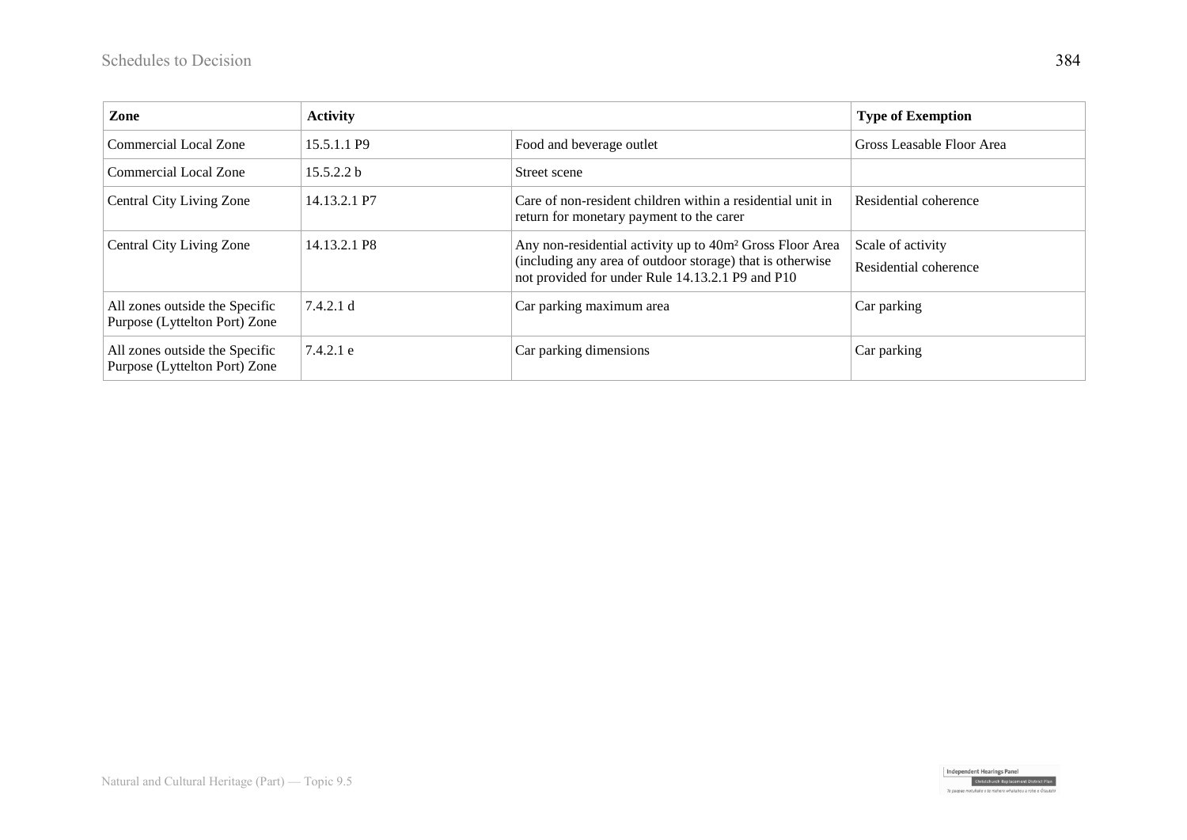| Zone | Activity | | Type of Exemption |
|---|---|---|---|
| Commercial Local Zone | 15.5.1.1 P9 | Food and beverage outlet | Gross Leasable Floor Area |
| Commercial Local Zone | 15.5.2.2 b | Street scene | |
| Central City Living Zone | 14.13.2.1 P7 | Care of non-resident children within a residential unit in return for monetary payment to the carer | Residential coherence |
| Central City Living Zone | 14.13.2.1 P8 | Any non-residential activity up to 40m² Gross Floor Area (including any area of outdoor storage) that is otherwise not provided for under Rule 14.13.2.1 P9 and P10 | Scale of activity<br>Residential coherence |
| All zones outside the Specific Purpose (Lyttelton Port) Zone | 7.4.2.1 d | Car parking maximum area | Car parking |
| All zones outside the Specific Purpose (Lyttelton Port) Zone | 7.4.2.1 e | Car parking dimensions | Car parking |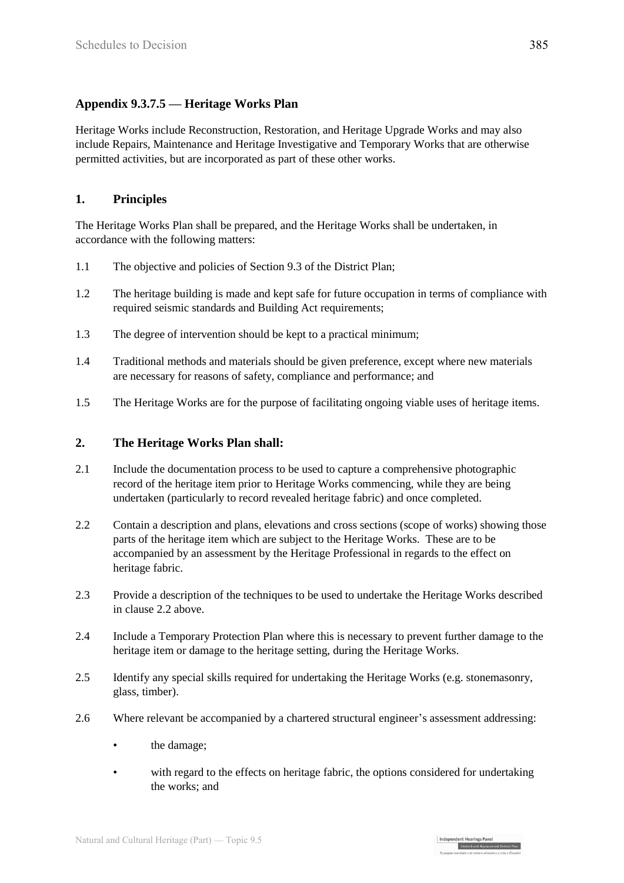## Appendix 9.3.7.5 — Heritage Works Plan

Heritage Works include Reconstruction, Restoration, and Heritage Upgrade Works and may also include Repairs, Maintenance and Heritage Investigative and Temporary Works that are otherwise permitted activities, but are incorporated as part of these other works.

### 1. Principles

The Heritage Works Plan shall be prepared, and the Heritage Works shall be undertaken, in accordance with the following matters:

1.1 The objective and policies of Section 9.3 of the District Plan;

1.2 The heritage building is made and kept safe for future occupation in terms of compliance with required seismic standards and Building Act requirements;

1.3 The degree of intervention should be kept to a practical minimum;

1.4 Traditional methods and materials should be given preference, except where new materials are necessary for reasons of safety, compliance and performance; and

1.5 The Heritage Works are for the purpose of facilitating ongoing viable uses of heritage items.

### 2. The Heritage Works Plan shall:

2.1 Include the documentation process to be used to capture a comprehensive photographic record of the heritage item prior to Heritage Works commencing, while they are being undertaken (particularly to record revealed heritage fabric) and once completed.

2.2 Contain a description and plans, elevations and cross sections (scope of works) showing those parts of the heritage item which are subject to the Heritage Works. These are to be accompanied by an assessment by the Heritage Professional in regards to the effect on heritage fabric.

2.3 Provide a description of the techniques to be used to undertake the Heritage Works described in clause 2.2 above.

2.4 Include a Temporary Protection Plan where this is necessary to prevent further damage to the heritage item or damage to the heritage setting, during the Heritage Works.

2.5 Identify any special skills required for undertaking the Heritage Works (e.g. stonemasonry, glass, timber).

2.6 Where relevant be accompanied by a chartered structural engineer's assessment addressing:

- the damage;
- with regard to the effects on heritage fabric, the options considered for undertaking the works; and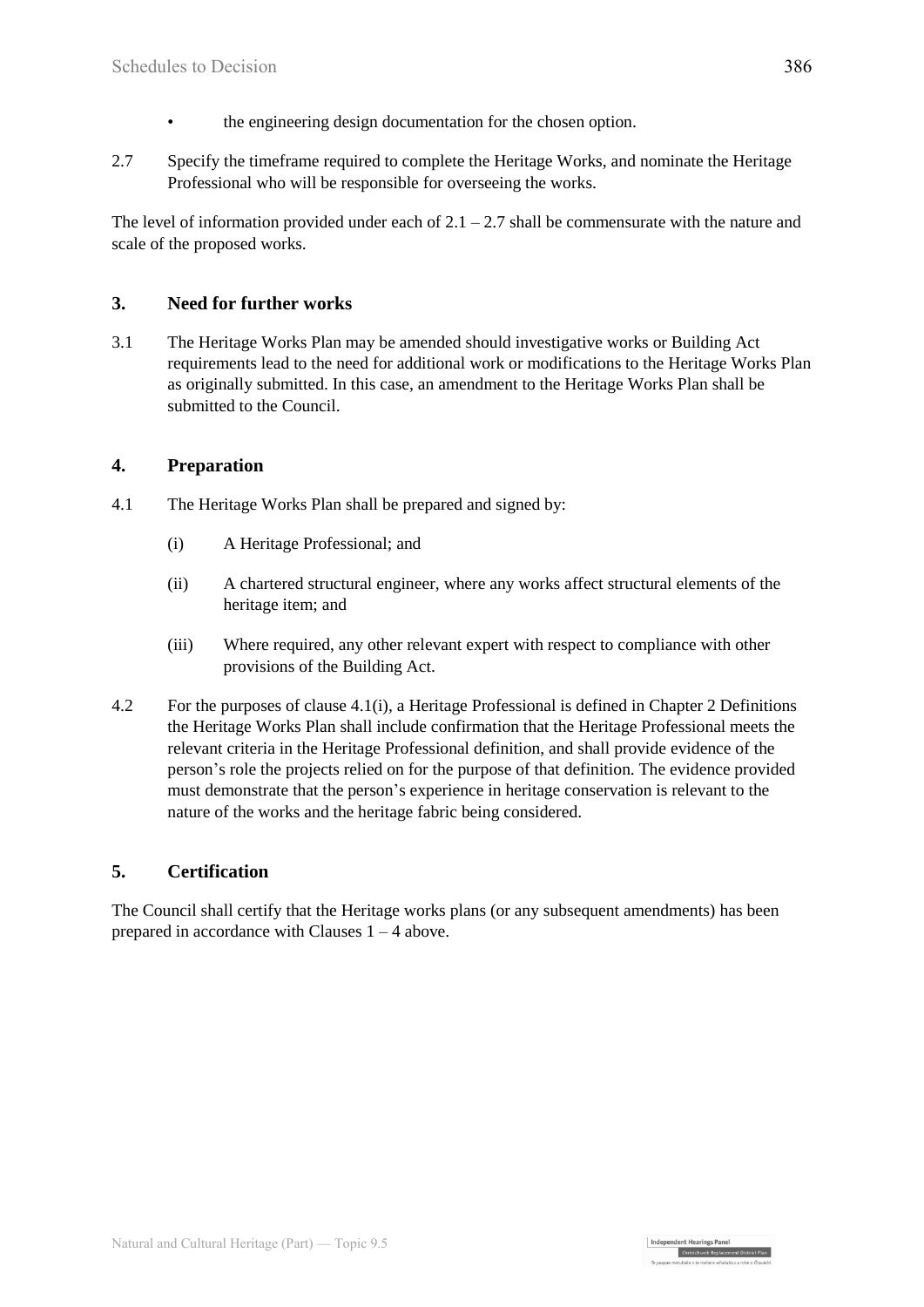- the engineering design documentation for the chosen option.

2.7 Specify the timeframe required to complete the Heritage Works, and nominate the Heritage Professional who will be responsible for overseeing the works.

The level of information provided under each of 2.1 – 2.7 shall be commensurate with the nature and scale of the proposed works.

## 3. Need for further works

3.1 The Heritage Works Plan may be amended should investigative works or Building Act requirements lead to the need for additional work or modifications to the Heritage Works Plan as originally submitted. In this case, an amendment to the Heritage Works Plan shall be submitted to the Council.

## 4. Preparation

4.1 The Heritage Works Plan shall be prepared and signed by:

(i) A Heritage Professional; and

(ii) A chartered structural engineer, where any works affect structural elements of the heritage item; and

(iii) Where required, any other relevant expert with respect to compliance with other provisions of the Building Act.

4.2 For the purposes of clause 4.1(i), a Heritage Professional is defined in Chapter 2 Definitions the Heritage Works Plan shall include confirmation that the Heritage Professional meets the relevant criteria in the Heritage Professional definition, and shall provide evidence of the person's role the projects relied on for the purpose of that definition. The evidence provided must demonstrate that the person's experience in heritage conservation is relevant to the nature of the works and the heritage fabric being considered.

## 5. Certification

The Council shall certify that the Heritage works plans (or any subsequent amendments) has been prepared in accordance with Clauses 1 – 4 above.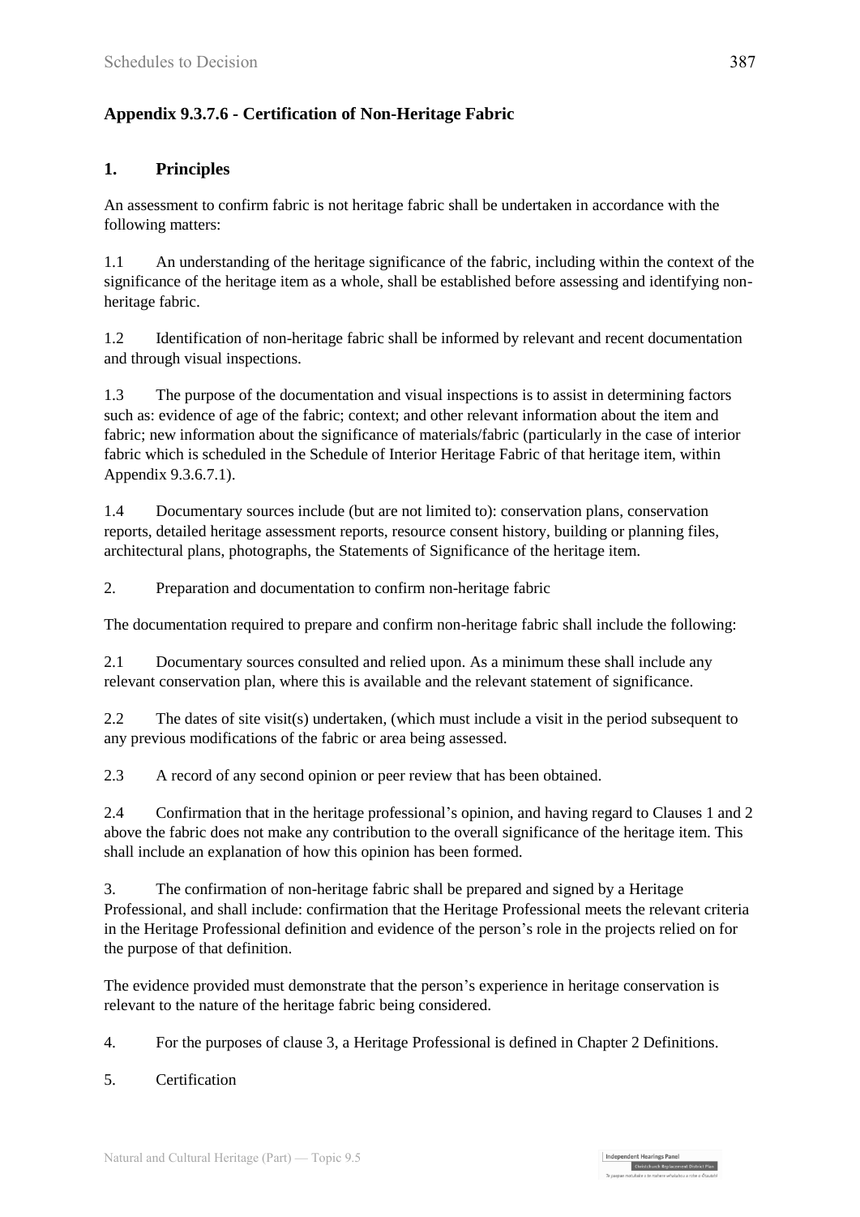## Appendix 9.3.7.6 - Certification of Non-Heritage Fabric

### 1. Principles

An assessment to confirm fabric is not heritage fabric shall be undertaken in accordance with the following matters:

1.1 An understanding of the heritage significance of the fabric, including within the context of the significance of the heritage item as a whole, shall be established before assessing and identifying non-heritage fabric.

1.2 Identification of non-heritage fabric shall be informed by relevant and recent documentation and through visual inspections.

1.3 The purpose of the documentation and visual inspections is to assist in determining factors such as: evidence of age of the fabric; context; and other relevant information about the item and fabric; new information about the significance of materials/fabric (particularly in the case of interior fabric which is scheduled in the Schedule of Interior Heritage Fabric of that heritage item, within Appendix 9.3.6.7.1).

1.4 Documentary sources include (but are not limited to): conservation plans, conservation reports, detailed heritage assessment reports, resource consent history, building or planning files, architectural plans, photographs, the Statements of Significance of the heritage item.

2. Preparation and documentation to confirm non-heritage fabric

The documentation required to prepare and confirm non-heritage fabric shall include the following:

2.1 Documentary sources consulted and relied upon. As a minimum these shall include any relevant conservation plan, where this is available and the relevant statement of significance.

2.2 The dates of site visit(s) undertaken, (which must include a visit in the period subsequent to any previous modifications of the fabric or area being assessed.

2.3 A record of any second opinion or peer review that has been obtained.

2.4 Confirmation that in the heritage professional's opinion, and having regard to Clauses 1 and 2 above the fabric does not make any contribution to the overall significance of the heritage item. This shall include an explanation of how this opinion has been formed.

3. The confirmation of non-heritage fabric shall be prepared and signed by a Heritage Professional, and shall include: confirmation that the Heritage Professional meets the relevant criteria in the Heritage Professional definition and evidence of the person's role in the projects relied on for the purpose of that definition.

The evidence provided must demonstrate that the person's experience in heritage conservation is relevant to the nature of the heritage fabric being considered.

4. For the purposes of clause 3, a Heritage Professional is defined in Chapter 2 Definitions.

5. Certification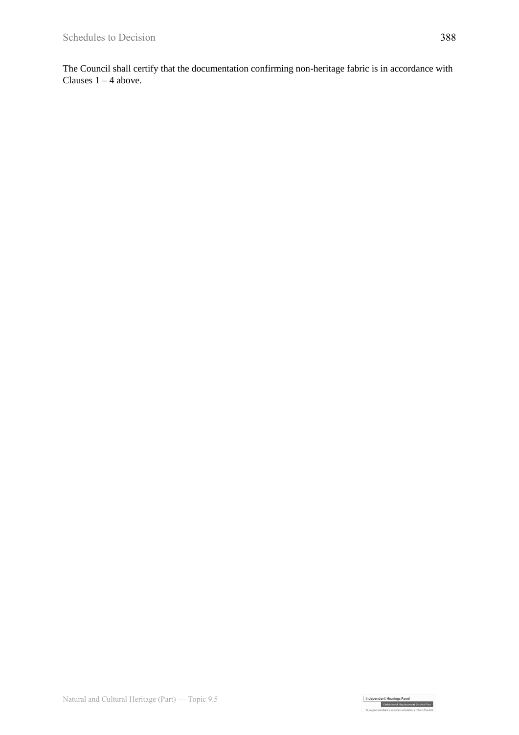The Council shall certify that the documentation confirming non-heritage fabric is in accordance with Clauses 1 – 4 above.